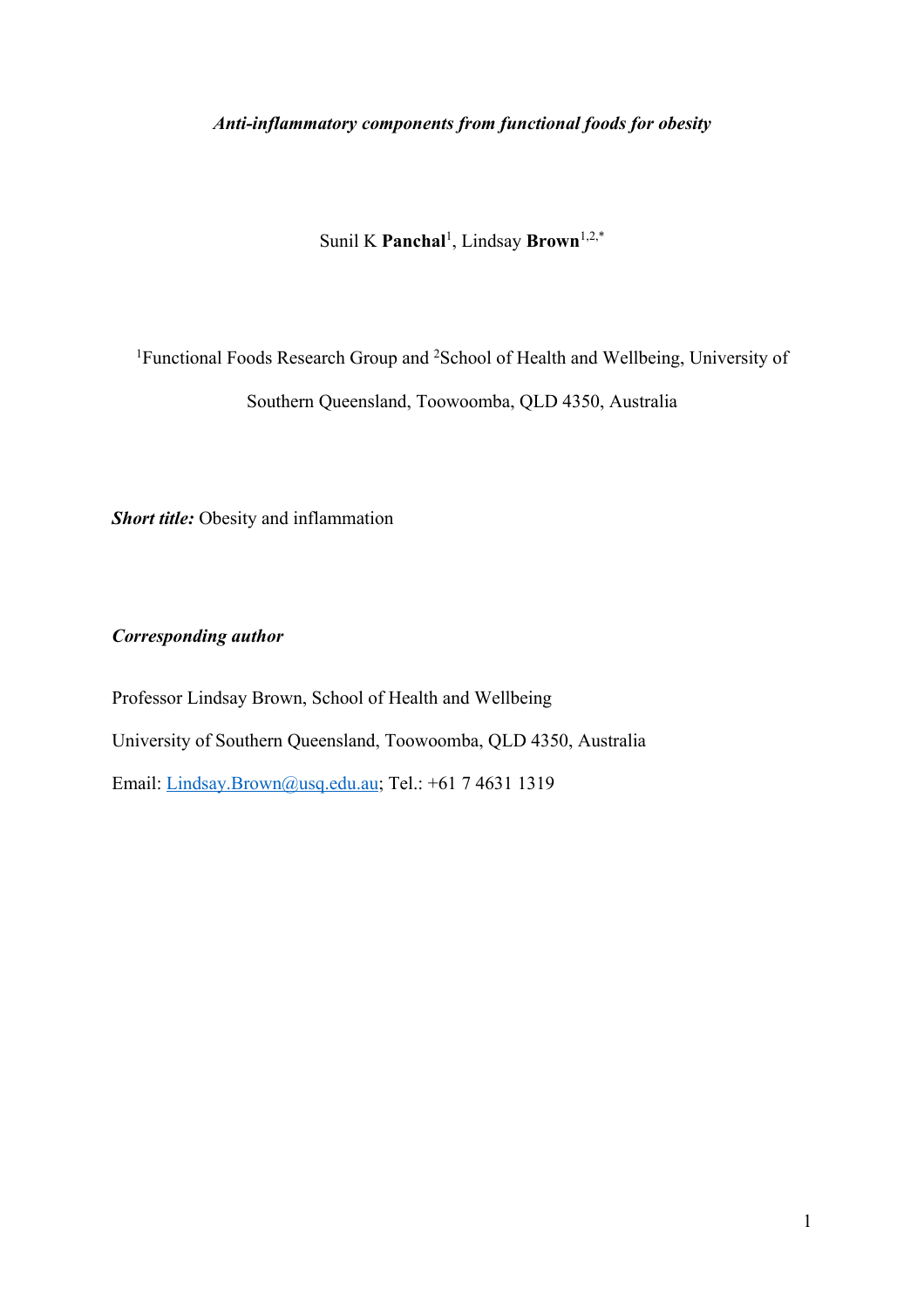***Anti-inflammatory components from functional foods for obesity***

Sunil K **Panchal**[1], Lindsay **Brown**[1,2,*]

[1]Functional Foods Research Group and [2]School of Health and Wellbeing, University of Southern Queensland, Toowoomba, QLD 4350, Australia

***Short title:*** Obesity and inflammation

***Corresponding author***

Professor Lindsay Brown, School of Health and Wellbeing

University of Southern Queensland, Toowoomba, QLD 4350, Australia

Email: Lindsay.Brown@usq.edu.au; Tel.: +61 7 4631 1319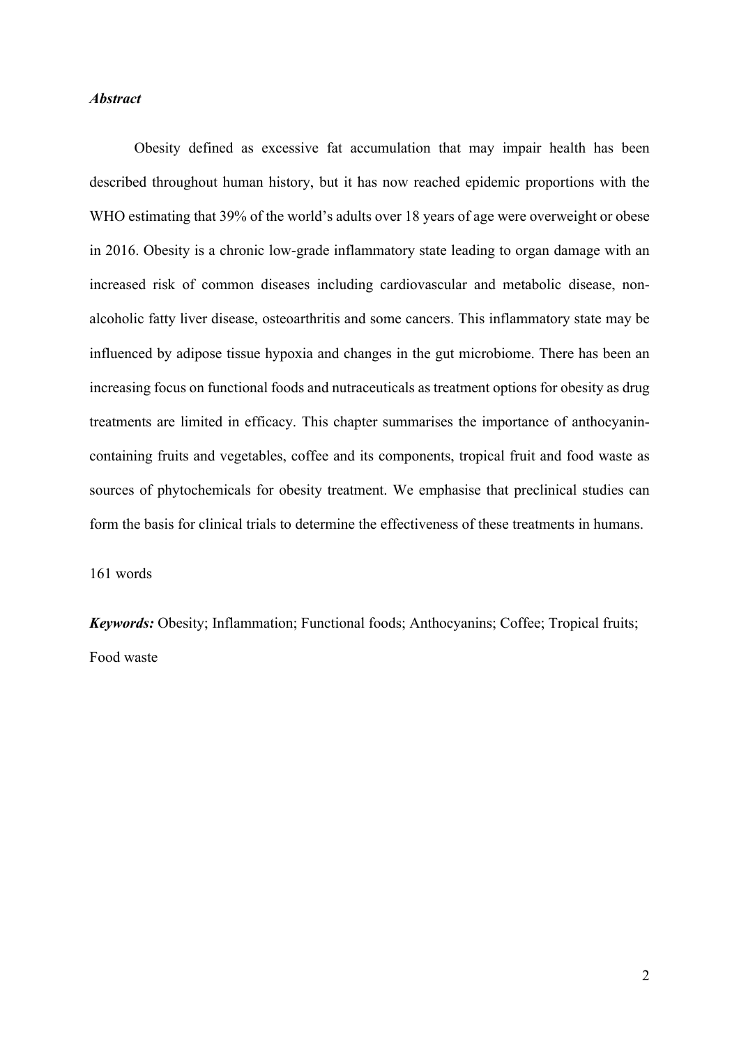***Abstract***

Obesity defined as excessive fat accumulation that may impair health has been described throughout human history, but it has now reached epidemic proportions with the WHO estimating that 39% of the world's adults over 18 years of age were overweight or obese in 2016. Obesity is a chronic low-grade inflammatory state leading to organ damage with an increased risk of common diseases including cardiovascular and metabolic disease, non-alcoholic fatty liver disease, osteoarthritis and some cancers. This inflammatory state may be influenced by adipose tissue hypoxia and changes in the gut microbiome. There has been an increasing focus on functional foods and nutraceuticals as treatment options for obesity as drug treatments are limited in efficacy. This chapter summarises the importance of anthocyanin-containing fruits and vegetables, coffee and its components, tropical fruit and food waste as sources of phytochemicals for obesity treatment. We emphasise that preclinical studies can form the basis for clinical trials to determine the effectiveness of these treatments in humans.

161 words

***Keywords:*** Obesity; Inflammation; Functional foods; Anthocyanins; Coffee; Tropical fruits; Food waste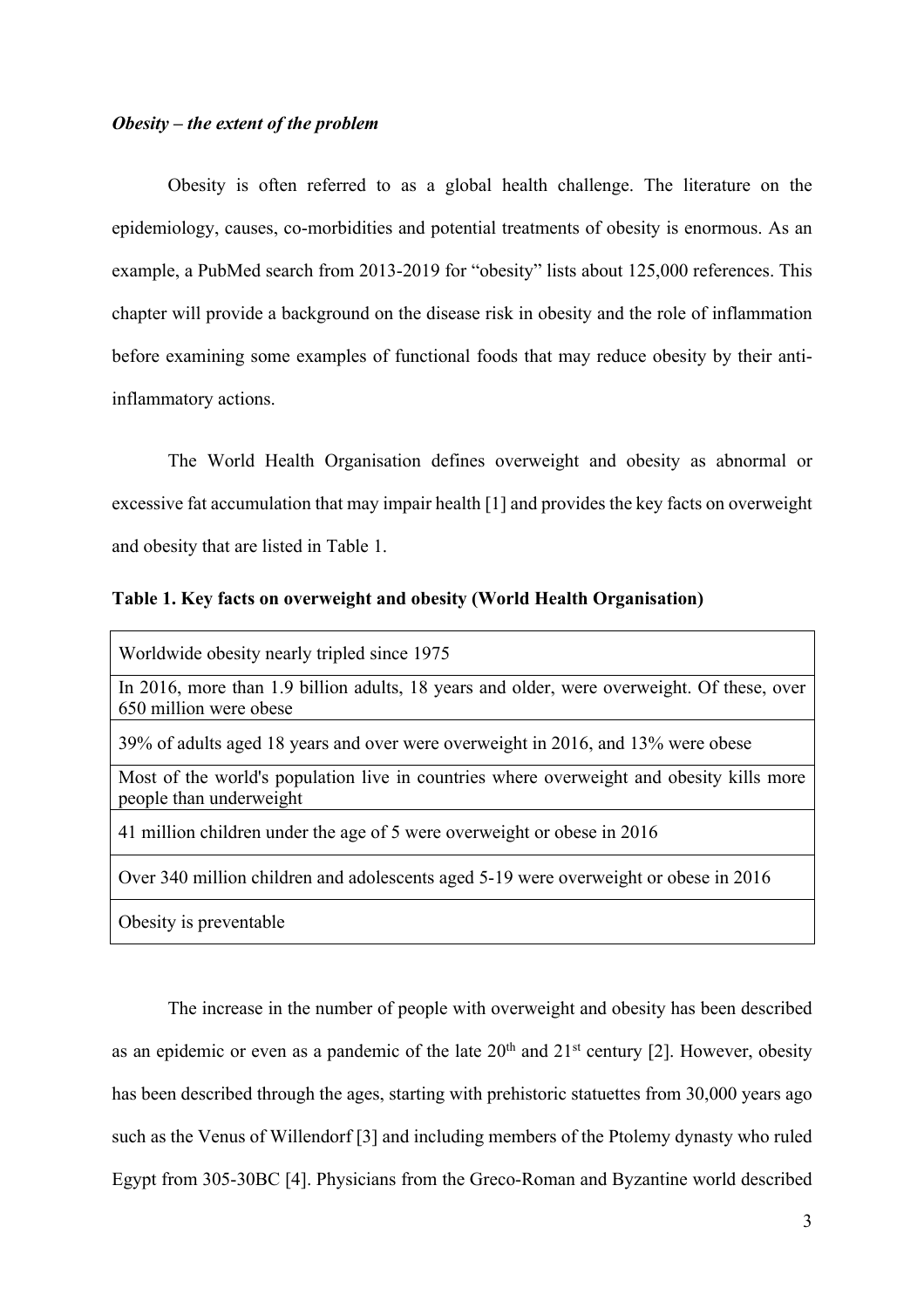***Obesity – the extent of the problem***

Obesity is often referred to as a global health challenge. The literature on the epidemiology, causes, co-morbidities and potential treatments of obesity is enormous. As an example, a PubMed search from 2013-2019 for "obesity" lists about 125,000 references. This chapter will provide a background on the disease risk in obesity and the role of inflammation before examining some examples of functional foods that may reduce obesity by their anti-inflammatory actions.

The World Health Organisation defines overweight and obesity as abnormal or excessive fat accumulation that may impair health [1] and provides the key facts on overweight and obesity that are listed in Table 1.

**Table 1. Key facts on overweight and obesity (World Health Organisation)**

| |
|---|
| Worldwide obesity nearly tripled since 1975 |
| In 2016, more than 1.9 billion adults, 18 years and older, were overweight. Of these, over 650 million were obese |
| 39% of adults aged 18 years and over were overweight in 2016, and 13% were obese |
| Most of the world's population live in countries where overweight and obesity kills more people than underweight |
| 41 million children under the age of 5 were overweight or obese in 2016 |
| Over 340 million children and adolescents aged 5-19 were overweight or obese in 2016 |
| Obesity is preventable |

The increase in the number of people with overweight and obesity has been described as an epidemic or even as a pandemic of the late 20th and 21st century [2]. However, obesity has been described through the ages, starting with prehistoric statuettes from 30,000 years ago such as the Venus of Willendorf [3] and including members of the Ptolemy dynasty who ruled Egypt from 305-30BC [4]. Physicians from the Greco-Roman and Byzantine world described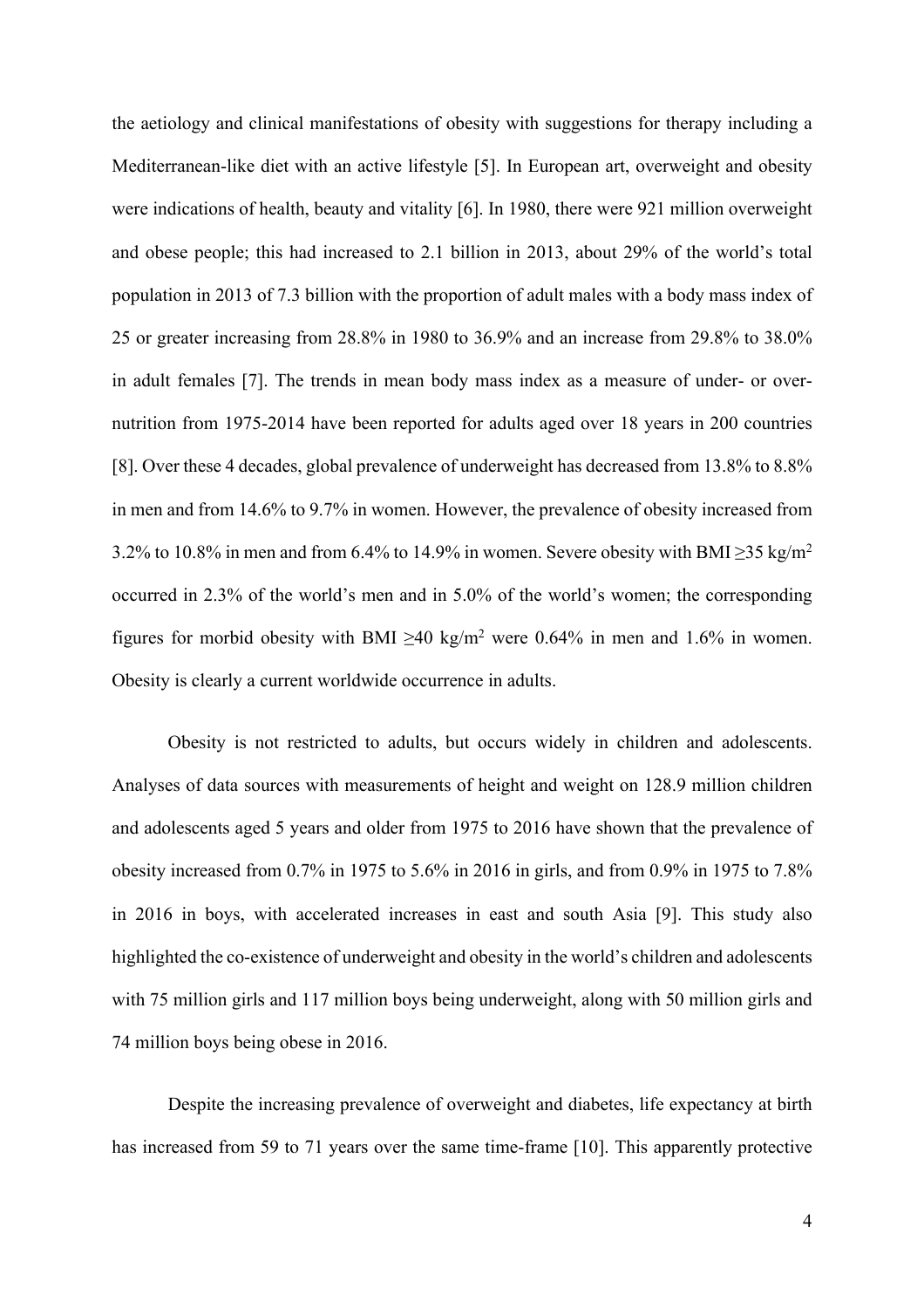the aetiology and clinical manifestations of obesity with suggestions for therapy including a Mediterranean-like diet with an active lifestyle [5]. In European art, overweight and obesity were indications of health, beauty and vitality [6]. In 1980, there were 921 million overweight and obese people; this had increased to 2.1 billion in 2013, about 29% of the world's total population in 2013 of 7.3 billion with the proportion of adult males with a body mass index of 25 or greater increasing from 28.8% in 1980 to 36.9% and an increase from 29.8% to 38.0% in adult females [7]. The trends in mean body mass index as a measure of under- or over-nutrition from 1975-2014 have been reported for adults aged over 18 years in 200 countries [8]. Over these 4 decades, global prevalence of underweight has decreased from 13.8% to 8.8% in men and from 14.6% to 9.7% in women. However, the prevalence of obesity increased from 3.2% to 10.8% in men and from 6.4% to 14.9% in women. Severe obesity with BMI $\geq$35 kg/m$^2$ occurred in 2.3% of the world's men and in 5.0% of the world's women; the corresponding figures for morbid obesity with BMI $\geq$40 kg/m$^2$ were 0.64% in men and 1.6% in women. Obesity is clearly a current worldwide occurrence in adults.

Obesity is not restricted to adults, but occurs widely in children and adolescents. Analyses of data sources with measurements of height and weight on 128.9 million children and adolescents aged 5 years and older from 1975 to 2016 have shown that the prevalence of obesity increased from 0.7% in 1975 to 5.6% in 2016 in girls, and from 0.9% in 1975 to 7.8% in 2016 in boys, with accelerated increases in east and south Asia [9]. This study also highlighted the co-existence of underweight and obesity in the world's children and adolescents with 75 million girls and 117 million boys being underweight, along with 50 million girls and 74 million boys being obese in 2016.

Despite the increasing prevalence of overweight and diabetes, life expectancy at birth has increased from 59 to 71 years over the same time-frame [10]. This apparently protective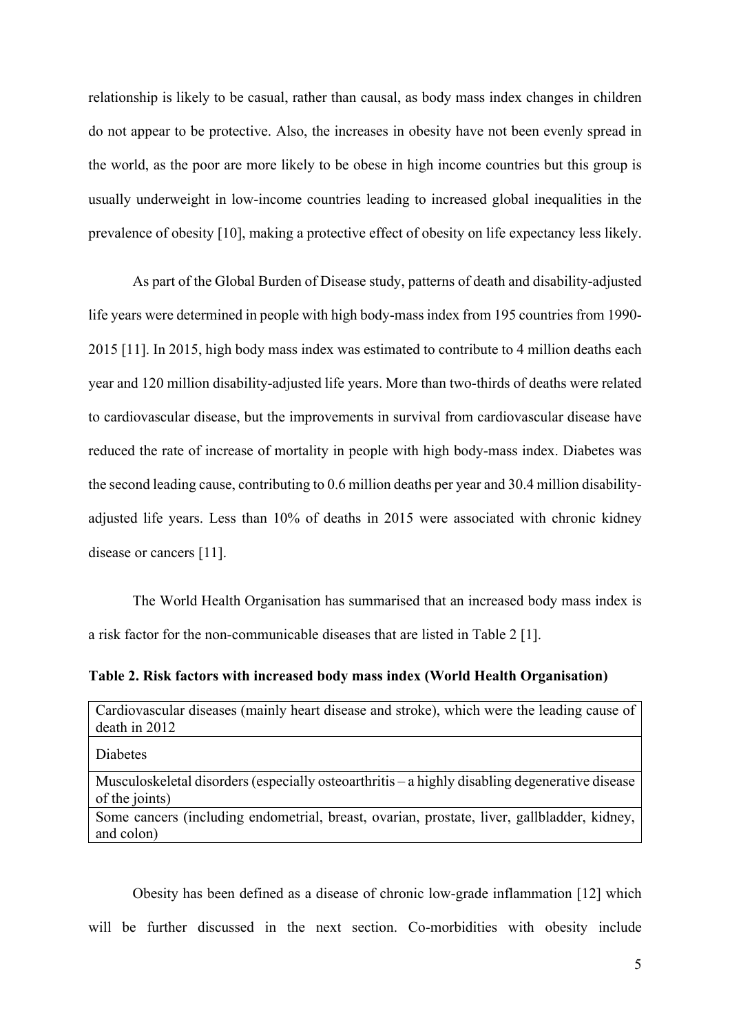relationship is likely to be casual, rather than causal, as body mass index changes in children do not appear to be protective. Also, the increases in obesity have not been evenly spread in the world, as the poor are more likely to be obese in high income countries but this group is usually underweight in low-income countries leading to increased global inequalities in the prevalence of obesity [10], making a protective effect of obesity on life expectancy less likely.

As part of the Global Burden of Disease study, patterns of death and disability-adjusted life years were determined in people with high body-mass index from 195 countries from 1990-2015 [11]. In 2015, high body mass index was estimated to contribute to 4 million deaths each year and 120 million disability-adjusted life years. More than two-thirds of deaths were related to cardiovascular disease, but the improvements in survival from cardiovascular disease have reduced the rate of increase of mortality in people with high body-mass index. Diabetes was the second leading cause, contributing to 0.6 million deaths per year and 30.4 million disability-adjusted life years. Less than 10% of deaths in 2015 were associated with chronic kidney disease or cancers [11].

The World Health Organisation has summarised that an increased body mass index is a risk factor for the non-communicable diseases that are listed in Table 2 [1].

**Table 2. Risk factors with increased body mass index (World Health Organisation)**

| |
|---|
| Cardiovascular diseases (mainly heart disease and stroke), which were the leading cause of death in 2012 |
| Diabetes |
| Musculoskeletal disorders (especially osteoarthritis – a highly disabling degenerative disease of the joints) |
| Some cancers (including endometrial, breast, ovarian, prostate, liver, gallbladder, kidney, and colon) |

Obesity has been defined as a disease of chronic low-grade inflammation [12] which will be further discussed in the next section. Co-morbidities with obesity include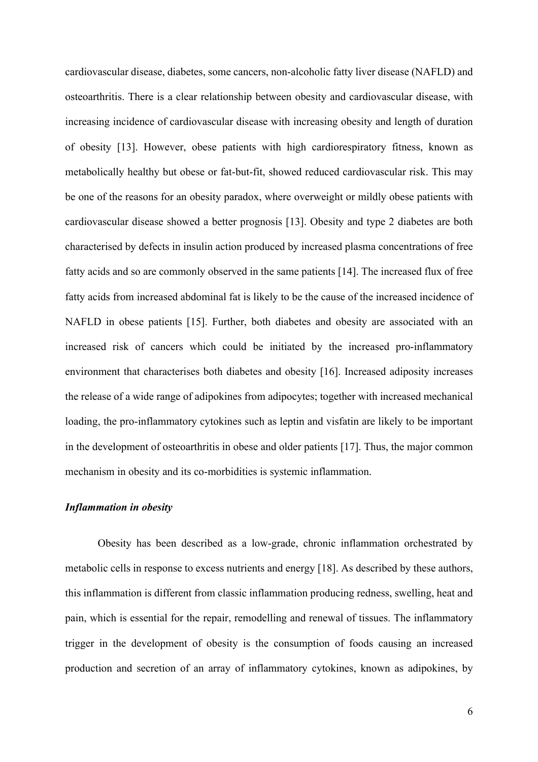cardiovascular disease, diabetes, some cancers, non-alcoholic fatty liver disease (NAFLD) and osteoarthritis. There is a clear relationship between obesity and cardiovascular disease, with increasing incidence of cardiovascular disease with increasing obesity and length of duration of obesity [13]. However, obese patients with high cardiorespiratory fitness, known as metabolically healthy but obese or fat-but-fit, showed reduced cardiovascular risk. This may be one of the reasons for an obesity paradox, where overweight or mildly obese patients with cardiovascular disease showed a better prognosis [13]. Obesity and type 2 diabetes are both characterised by defects in insulin action produced by increased plasma concentrations of free fatty acids and so are commonly observed in the same patients [14]. The increased flux of free fatty acids from increased abdominal fat is likely to be the cause of the increased incidence of NAFLD in obese patients [15]. Further, both diabetes and obesity are associated with an increased risk of cancers which could be initiated by the increased pro-inflammatory environment that characterises both diabetes and obesity [16]. Increased adiposity increases the release of a wide range of adipokines from adipocytes; together with increased mechanical loading, the pro-inflammatory cytokines such as leptin and visfatin are likely to be important in the development of osteoarthritis in obese and older patients [17]. Thus, the major common mechanism in obesity and its co-morbidities is systemic inflammation.

### *Inflammation in obesity*

Obesity has been described as a low-grade, chronic inflammation orchestrated by metabolic cells in response to excess nutrients and energy [18]. As described by these authors, this inflammation is different from classic inflammation producing redness, swelling, heat and pain, which is essential for the repair, remodelling and renewal of tissues. The inflammatory trigger in the development of obesity is the consumption of foods causing an increased production and secretion of an array of inflammatory cytokines, known as adipokines, by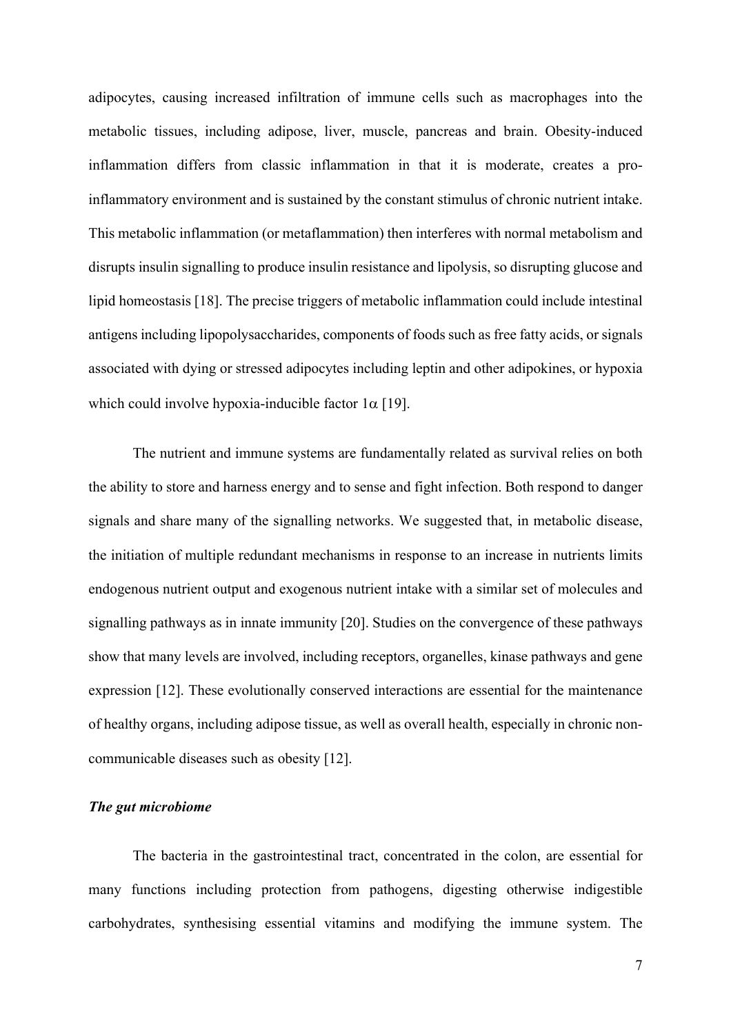adipocytes, causing increased infiltration of immune cells such as macrophages into the metabolic tissues, including adipose, liver, muscle, pancreas and brain. Obesity-induced inflammation differs from classic inflammation in that it is moderate, creates a pro-inflammatory environment and is sustained by the constant stimulus of chronic nutrient intake. This metabolic inflammation (or metaflammation) then interferes with normal metabolism and disrupts insulin signalling to produce insulin resistance and lipolysis, so disrupting glucose and lipid homeostasis [18]. The precise triggers of metabolic inflammation could include intestinal antigens including lipopolysaccharides, components of foods such as free fatty acids, or signals associated with dying or stressed adipocytes including leptin and other adipokines, or hypoxia which could involve hypoxia-inducible factor 1$\alpha$ [19].

The nutrient and immune systems are fundamentally related as survival relies on both the ability to store and harness energy and to sense and fight infection. Both respond to danger signals and share many of the signalling networks. We suggested that, in metabolic disease, the initiation of multiple redundant mechanisms in response to an increase in nutrients limits endogenous nutrient output and exogenous nutrient intake with a similar set of molecules and signalling pathways as in innate immunity [20]. Studies on the convergence of these pathways show that many levels are involved, including receptors, organelles, kinase pathways and gene expression [12]. These evolutionally conserved interactions are essential for the maintenance of healthy organs, including adipose tissue, as well as overall health, especially in chronic non-communicable diseases such as obesity [12].

***The gut microbiome***

The bacteria in the gastrointestinal tract, concentrated in the colon, are essential for many functions including protection from pathogens, digesting otherwise indigestible carbohydrates, synthesising essential vitamins and modifying the immune system. The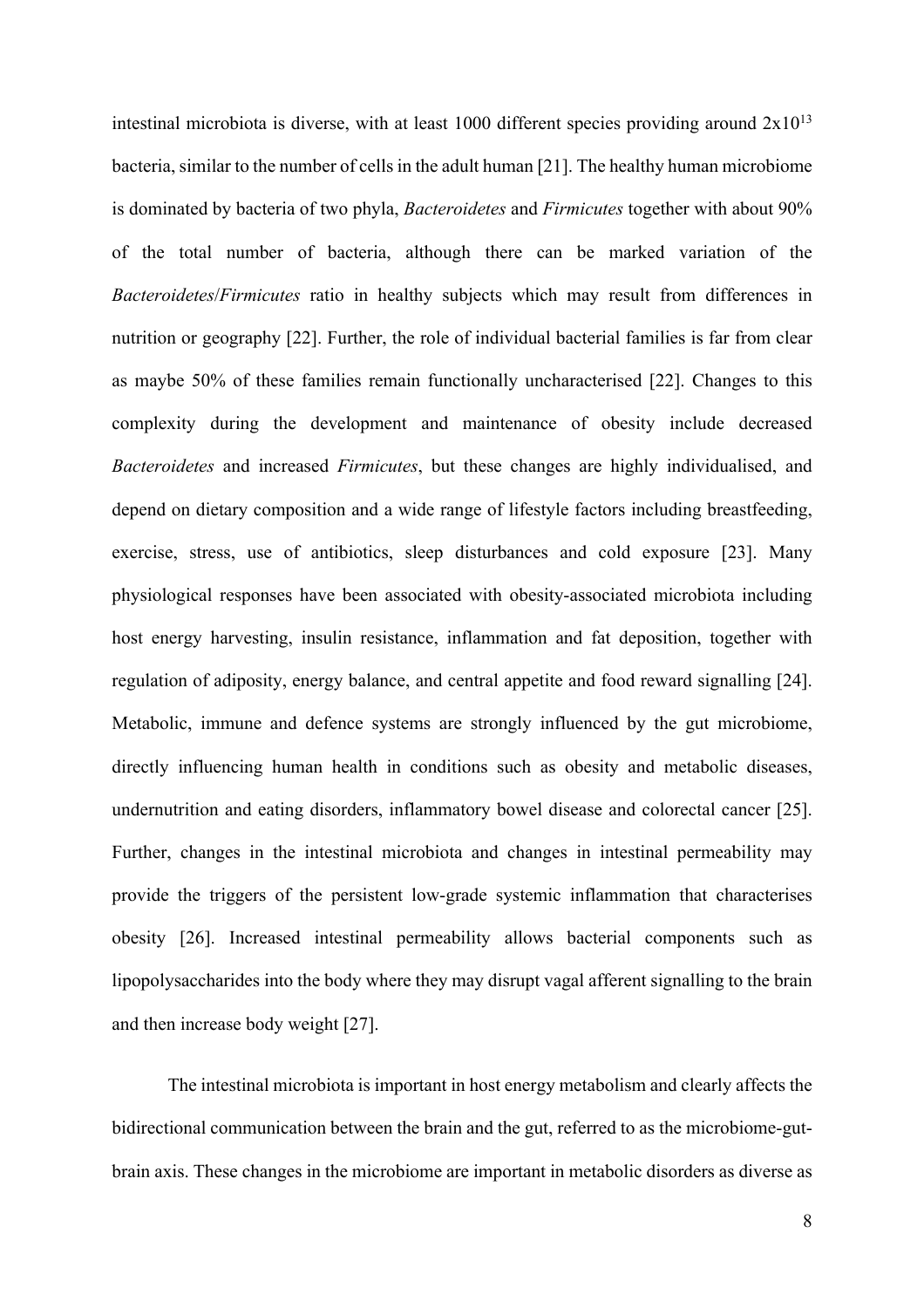intestinal microbiota is diverse, with at least 1000 different species providing around $2x10^{13}$ bacteria, similar to the number of cells in the adult human [21]. The healthy human microbiome is dominated by bacteria of two phyla, *Bacteroidetes* and *Firmicutes* together with about 90% of the total number of bacteria, although there can be marked variation of the *Bacteroidetes*/*Firmicutes* ratio in healthy subjects which may result from differences in nutrition or geography [22]. Further, the role of individual bacterial families is far from clear as maybe 50% of these families remain functionally uncharacterised [22]. Changes to this complexity during the development and maintenance of obesity include decreased *Bacteroidetes* and increased *Firmicutes*, but these changes are highly individualised, and depend on dietary composition and a wide range of lifestyle factors including breastfeeding, exercise, stress, use of antibiotics, sleep disturbances and cold exposure [23]. Many physiological responses have been associated with obesity-associated microbiota including host energy harvesting, insulin resistance, inflammation and fat deposition, together with regulation of adiposity, energy balance, and central appetite and food reward signalling [24]. Metabolic, immune and defence systems are strongly influenced by the gut microbiome, directly influencing human health in conditions such as obesity and metabolic diseases, undernutrition and eating disorders, inflammatory bowel disease and colorectal cancer [25]. Further, changes in the intestinal microbiota and changes in intestinal permeability may provide the triggers of the persistent low-grade systemic inflammation that characterises obesity [26]. Increased intestinal permeability allows bacterial components such as lipopolysaccharides into the body where they may disrupt vagal afferent signalling to the brain and then increase body weight [27].

The intestinal microbiota is important in host energy metabolism and clearly affects the bidirectional communication between the brain and the gut, referred to as the microbiome-gut-brain axis. These changes in the microbiome are important in metabolic disorders as diverse as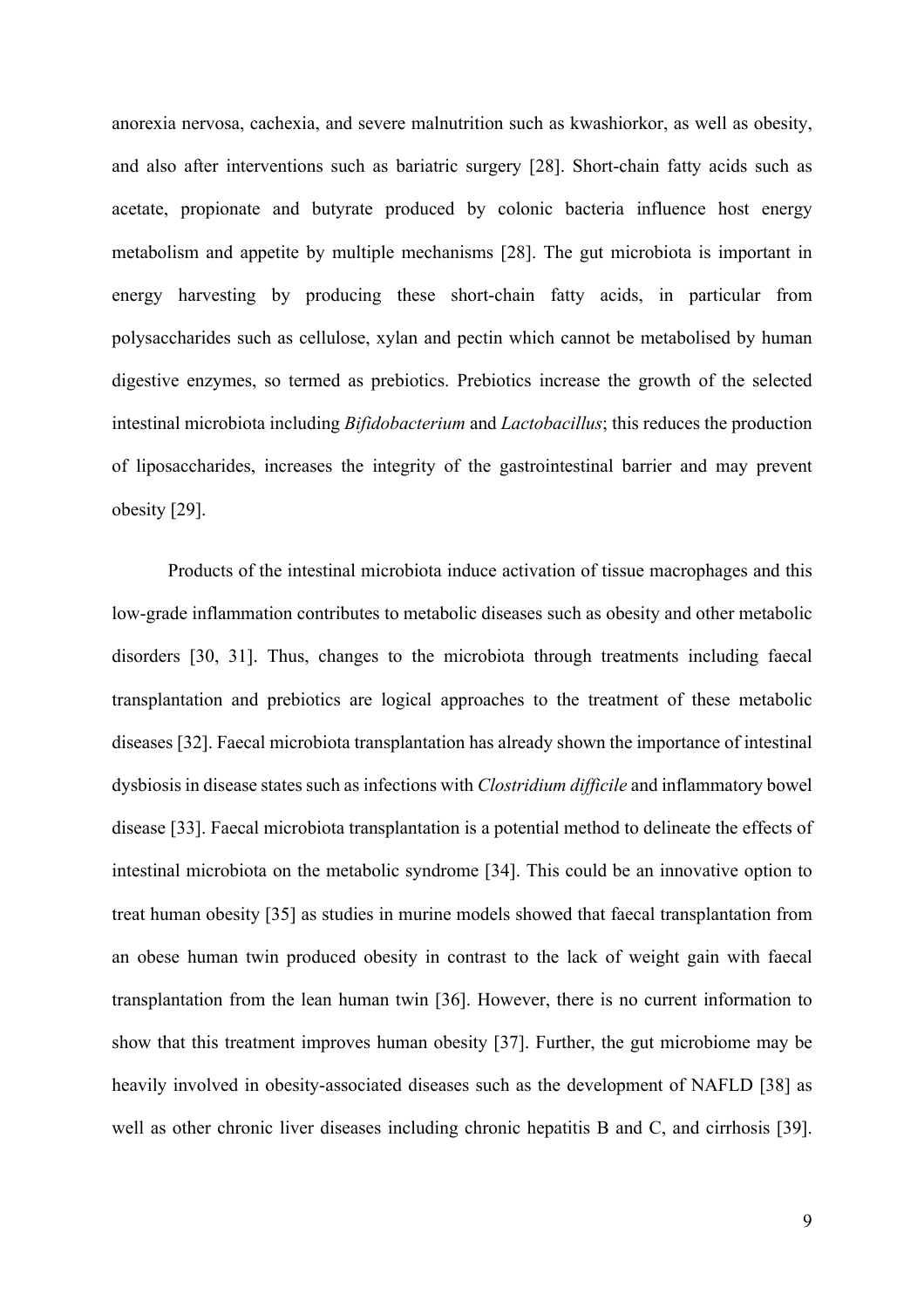anorexia nervosa, cachexia, and severe malnutrition such as kwashiorkor, as well as obesity, and also after interventions such as bariatric surgery [28]. Short-chain fatty acids such as acetate, propionate and butyrate produced by colonic bacteria influence host energy metabolism and appetite by multiple mechanisms [28]. The gut microbiota is important in energy harvesting by producing these short-chain fatty acids, in particular from polysaccharides such as cellulose, xylan and pectin which cannot be metabolised by human digestive enzymes, so termed as prebiotics. Prebiotics increase the growth of the selected intestinal microbiota including *Bifidobacterium* and *Lactobacillus*; this reduces the production of liposaccharides, increases the integrity of the gastrointestinal barrier and may prevent obesity [29].

Products of the intestinal microbiota induce activation of tissue macrophages and this low-grade inflammation contributes to metabolic diseases such as obesity and other metabolic disorders [30, 31]. Thus, changes to the microbiota through treatments including faecal transplantation and prebiotics are logical approaches to the treatment of these metabolic diseases [32]. Faecal microbiota transplantation has already shown the importance of intestinal dysbiosis in disease states such as infections with *Clostridium difficile* and inflammatory bowel disease [33]. Faecal microbiota transplantation is a potential method to delineate the effects of intestinal microbiota on the metabolic syndrome [34]. This could be an innovative option to treat human obesity [35] as studies in murine models showed that faecal transplantation from an obese human twin produced obesity in contrast to the lack of weight gain with faecal transplantation from the lean human twin [36]. However, there is no current information to show that this treatment improves human obesity [37]. Further, the gut microbiome may be heavily involved in obesity-associated diseases such as the development of NAFLD [38] as well as other chronic liver diseases including chronic hepatitis B and C, and cirrhosis [39].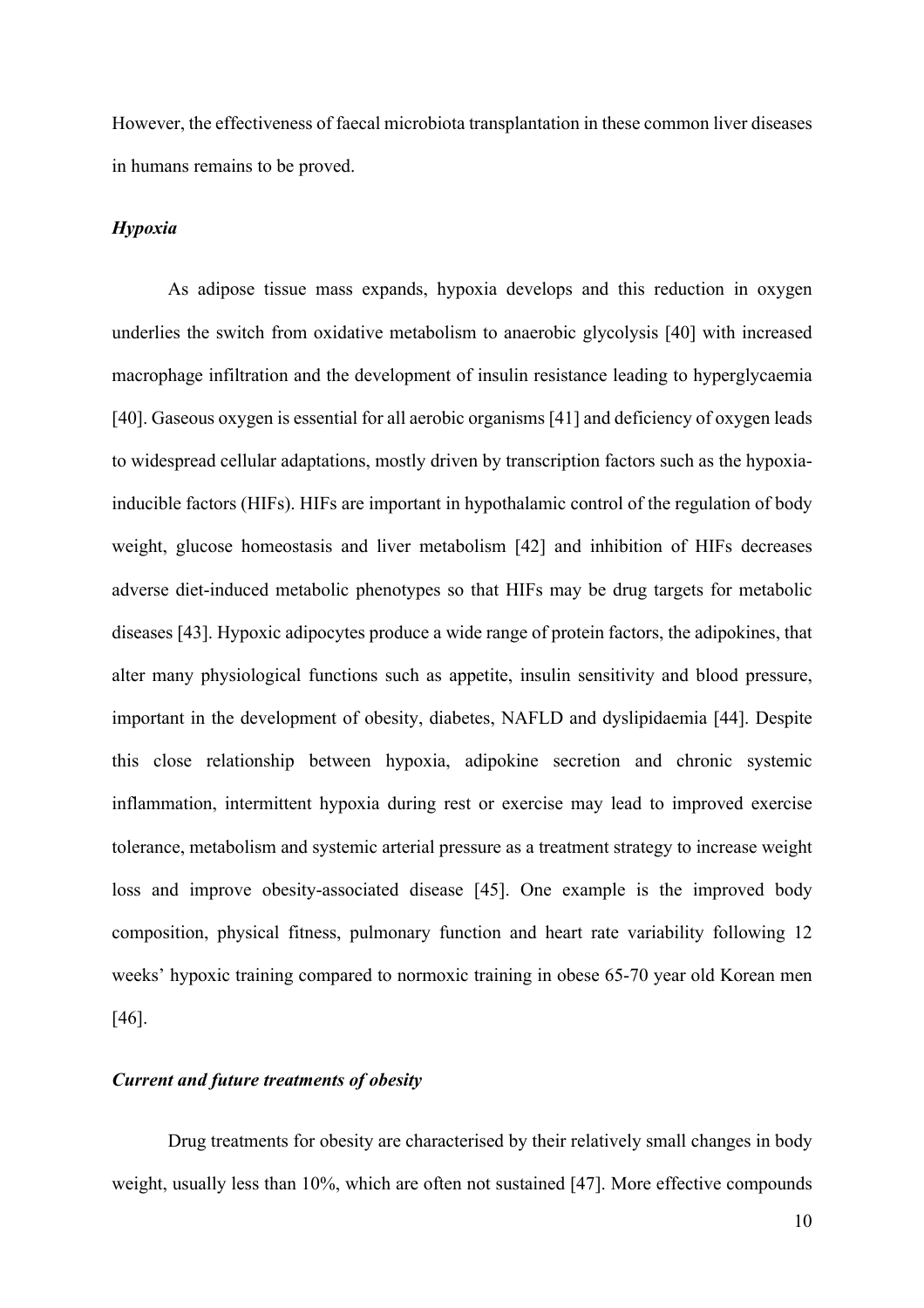However, the effectiveness of faecal microbiota transplantation in these common liver diseases in humans remains to be proved.

### *Hypoxia*

As adipose tissue mass expands, hypoxia develops and this reduction in oxygen underlies the switch from oxidative metabolism to anaerobic glycolysis [40] with increased macrophage infiltration and the development of insulin resistance leading to hyperglycaemia [40]. Gaseous oxygen is essential for all aerobic organisms [41] and deficiency of oxygen leads to widespread cellular adaptations, mostly driven by transcription factors such as the hypoxia-inducible factors (HIFs). HIFs are important in hypothalamic control of the regulation of body weight, glucose homeostasis and liver metabolism [42] and inhibition of HIFs decreases adverse diet-induced metabolic phenotypes so that HIFs may be drug targets for metabolic diseases [43]. Hypoxic adipocytes produce a wide range of protein factors, the adipokines, that alter many physiological functions such as appetite, insulin sensitivity and blood pressure, important in the development of obesity, diabetes, NAFLD and dyslipidaemia [44]. Despite this close relationship between hypoxia, adipokine secretion and chronic systemic inflammation, intermittent hypoxia during rest or exercise may lead to improved exercise tolerance, metabolism and systemic arterial pressure as a treatment strategy to increase weight loss and improve obesity-associated disease [45]. One example is the improved body composition, physical fitness, pulmonary function and heart rate variability following 12 weeks' hypoxic training compared to normoxic training in obese 65-70 year old Korean men [46].

### *Current and future treatments of obesity*

Drug treatments for obesity are characterised by their relatively small changes in body weight, usually less than 10%, which are often not sustained [47]. More effective compounds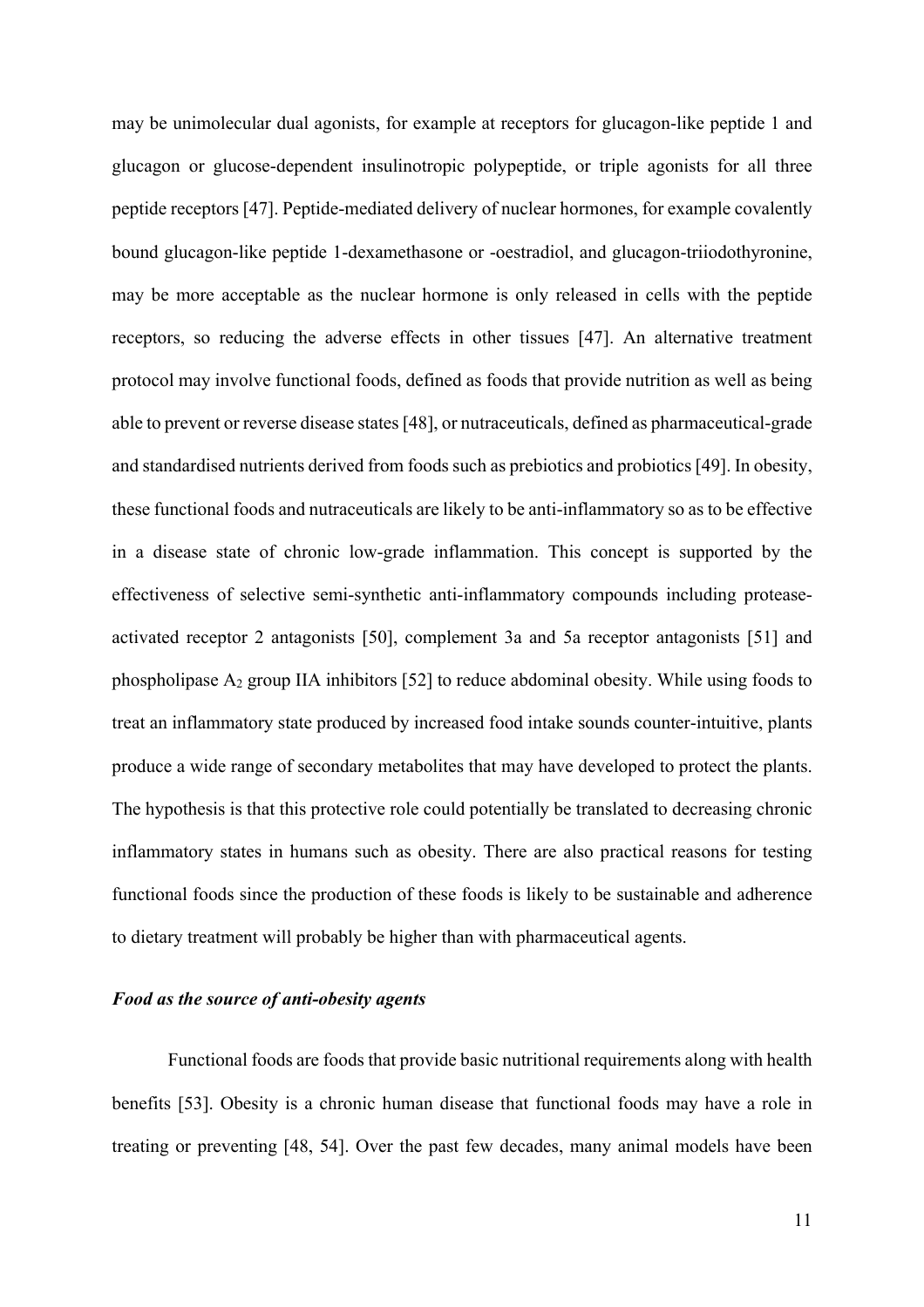may be unimolecular dual agonists, for example at receptors for glucagon-like peptide 1 and glucagon or glucose-dependent insulinotropic polypeptide, or triple agonists for all three peptide receptors [47]. Peptide-mediated delivery of nuclear hormones, for example covalently bound glucagon-like peptide 1-dexamethasone or -oestradiol, and glucagon-triiodothyronine, may be more acceptable as the nuclear hormone is only released in cells with the peptide receptors, so reducing the adverse effects in other tissues [47]. An alternative treatment protocol may involve functional foods, defined as foods that provide nutrition as well as being able to prevent or reverse disease states [48], or nutraceuticals, defined as pharmaceutical-grade and standardised nutrients derived from foods such as prebiotics and probiotics [49]. In obesity, these functional foods and nutraceuticals are likely to be anti-inflammatory so as to be effective in a disease state of chronic low-grade inflammation. This concept is supported by the effectiveness of selective semi-synthetic anti-inflammatory compounds including protease-activated receptor 2 antagonists [50], complement 3a and 5a receptor antagonists [51] and phospholipase $A_2$ group IIA inhibitors [52] to reduce abdominal obesity. While using foods to treat an inflammatory state produced by increased food intake sounds counter-intuitive, plants produce a wide range of secondary metabolites that may have developed to protect the plants. The hypothesis is that this protective role could potentially be translated to decreasing chronic inflammatory states in humans such as obesity. There are also practical reasons for testing functional foods since the production of these foods is likely to be sustainable and adherence to dietary treatment will probably be higher than with pharmaceutical agents.

### *Food as the source of anti-obesity agents*

Functional foods are foods that provide basic nutritional requirements along with health benefits [53]. Obesity is a chronic human disease that functional foods may have a role in treating or preventing [48, 54]. Over the past few decades, many animal models have been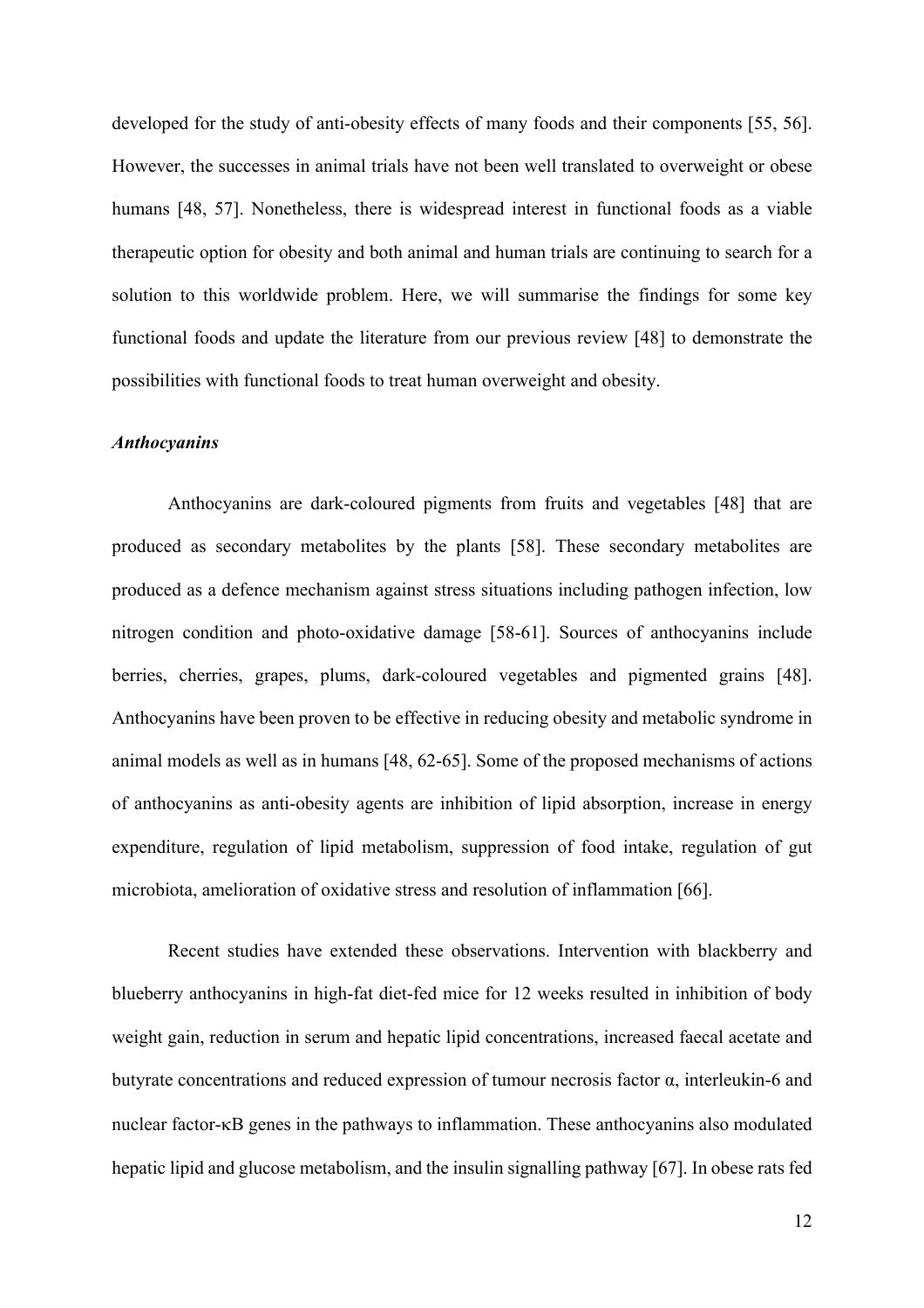developed for the study of anti-obesity effects of many foods and their components [55, 56]. However, the successes in animal trials have not been well translated to overweight or obese humans [48, 57]. Nonetheless, there is widespread interest in functional foods as a viable therapeutic option for obesity and both animal and human trials are continuing to search for a solution to this worldwide problem. Here, we will summarise the findings for some key functional foods and update the literature from our previous review [48] to demonstrate the possibilities with functional foods to treat human overweight and obesity.

### *Anthocyanins*

Anthocyanins are dark-coloured pigments from fruits and vegetables [48] that are produced as secondary metabolites by the plants [58]. These secondary metabolites are produced as a defence mechanism against stress situations including pathogen infection, low nitrogen condition and photo-oxidative damage [58-61]. Sources of anthocyanins include berries, cherries, grapes, plums, dark-coloured vegetables and pigmented grains [48]. Anthocyanins have been proven to be effective in reducing obesity and metabolic syndrome in animal models as well as in humans [48, 62-65]. Some of the proposed mechanisms of actions of anthocyanins as anti-obesity agents are inhibition of lipid absorption, increase in energy expenditure, regulation of lipid metabolism, suppression of food intake, regulation of gut microbiota, amelioration of oxidative stress and resolution of inflammation [66].

Recent studies have extended these observations. Intervention with blackberry and blueberry anthocyanins in high-fat diet-fed mice for 12 weeks resulted in inhibition of body weight gain, reduction in serum and hepatic lipid concentrations, increased faecal acetate and butyrate concentrations and reduced expression of tumour necrosis factor α, interleukin-6 and nuclear factor-κB genes in the pathways to inflammation. These anthocyanins also modulated hepatic lipid and glucose metabolism, and the insulin signalling pathway [67]. In obese rats fed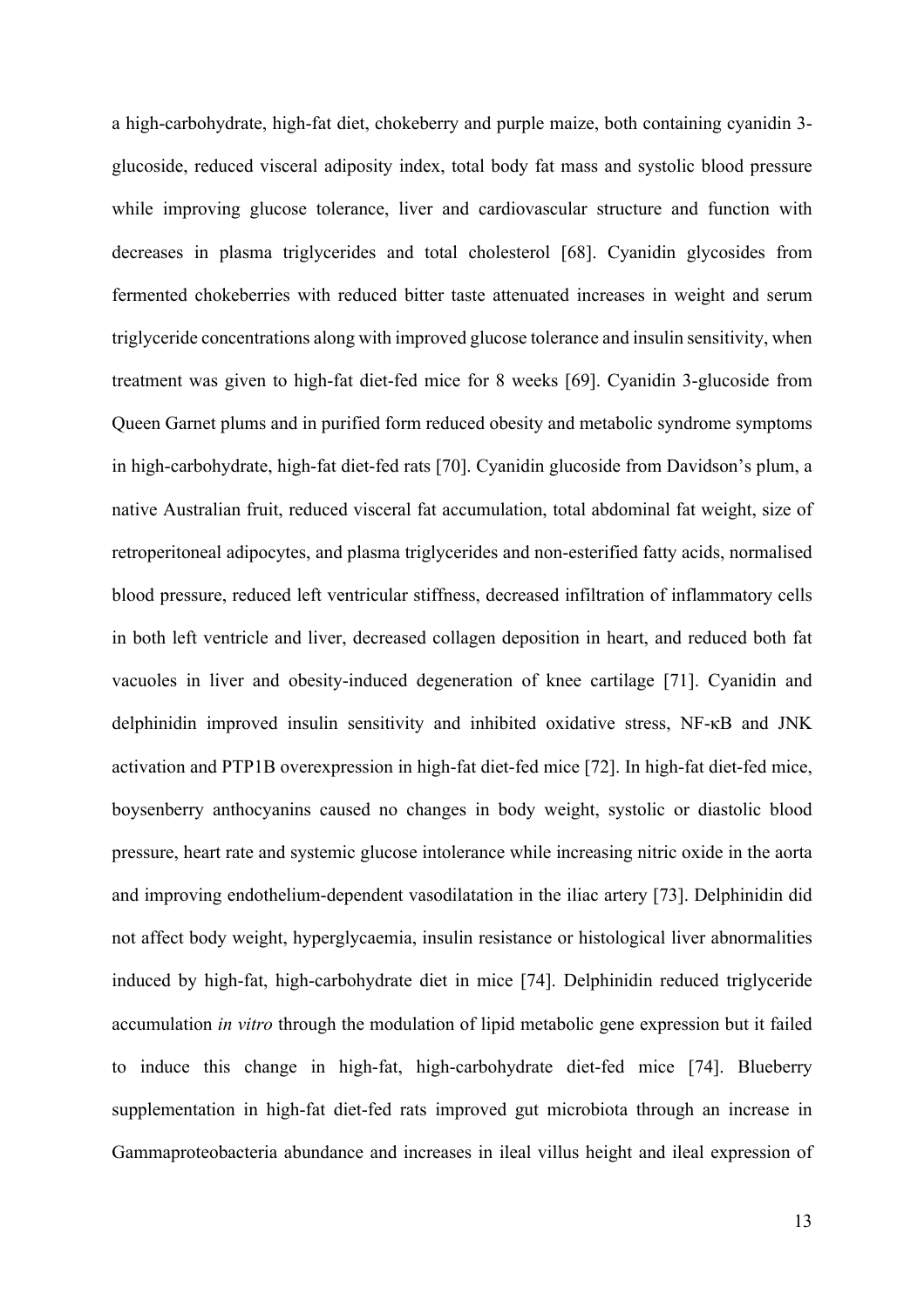a high-carbohydrate, high-fat diet, chokeberry and purple maize, both containing cyanidin 3-glucoside, reduced visceral adiposity index, total body fat mass and systolic blood pressure while improving glucose tolerance, liver and cardiovascular structure and function with decreases in plasma triglycerides and total cholesterol [68]. Cyanidin glycosides from fermented chokeberries with reduced bitter taste attenuated increases in weight and serum triglyceride concentrations along with improved glucose tolerance and insulin sensitivity, when treatment was given to high-fat diet-fed mice for 8 weeks [69]. Cyanidin 3-glucoside from Queen Garnet plums and in purified form reduced obesity and metabolic syndrome symptoms in high-carbohydrate, high-fat diet-fed rats [70]. Cyanidin glucoside from Davidson's plum, a native Australian fruit, reduced visceral fat accumulation, total abdominal fat weight, size of retroperitoneal adipocytes, and plasma triglycerides and non-esterified fatty acids, normalised blood pressure, reduced left ventricular stiffness, decreased infiltration of inflammatory cells in both left ventricle and liver, decreased collagen deposition in heart, and reduced both fat vacuoles in liver and obesity-induced degeneration of knee cartilage [71]. Cyanidin and delphinidin improved insulin sensitivity and inhibited oxidative stress, NF-κB and JNK activation and PTP1B overexpression in high-fat diet-fed mice [72]. In high-fat diet-fed mice, boysenberry anthocyanins caused no changes in body weight, systolic or diastolic blood pressure, heart rate and systemic glucose intolerance while increasing nitric oxide in the aorta and improving endothelium-dependent vasodilatation in the iliac artery [73]. Delphinidin did not affect body weight, hyperglycaemia, insulin resistance or histological liver abnormalities induced by high-fat, high-carbohydrate diet in mice [74]. Delphinidin reduced triglyceride accumulation *in vitro* through the modulation of lipid metabolic gene expression but it failed to induce this change in high-fat, high-carbohydrate diet-fed mice [74]. Blueberry supplementation in high-fat diet-fed rats improved gut microbiota through an increase in Gammaproteobacteria abundance and increases in ileal villus height and ileal expression of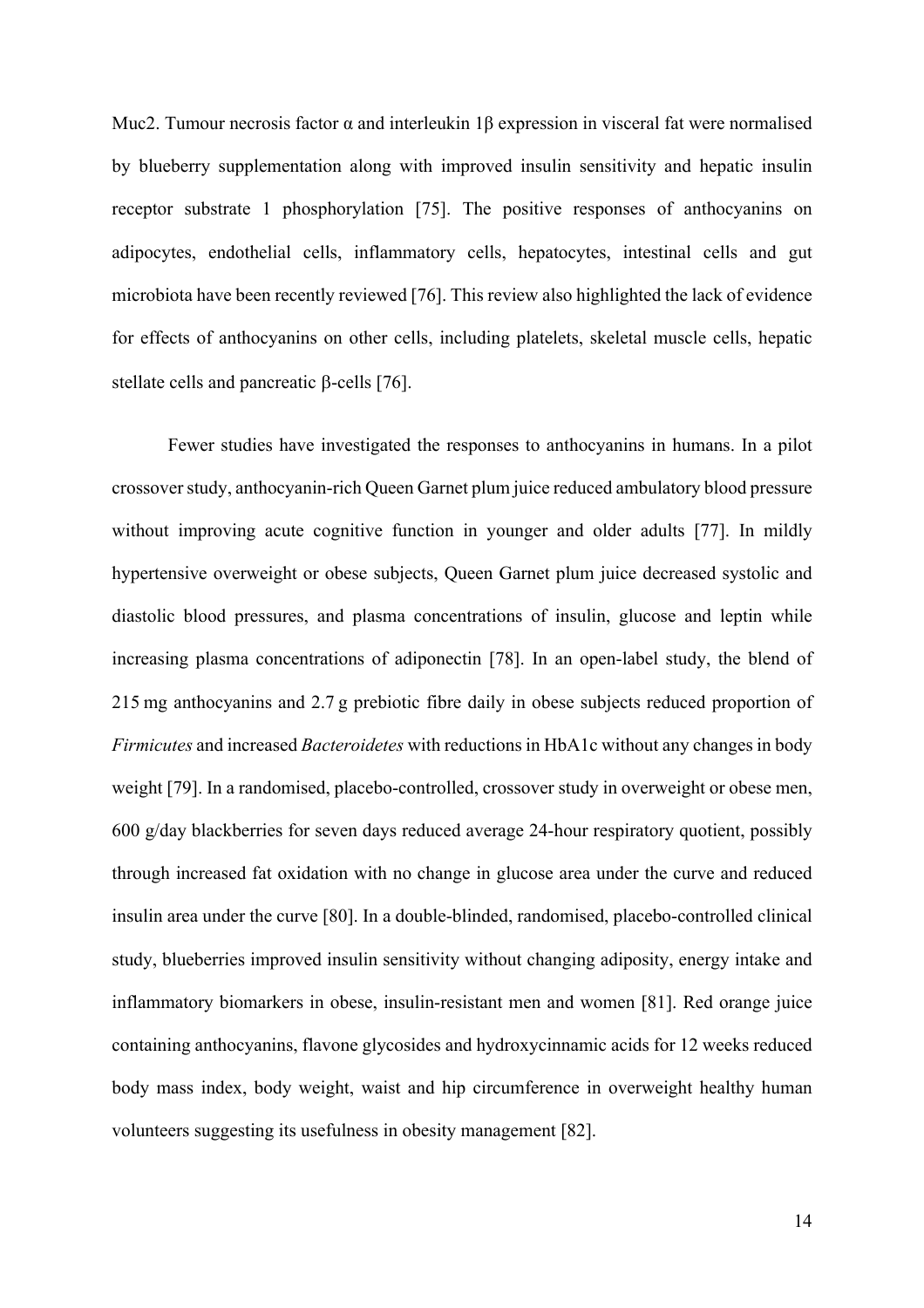Muc2. Tumour necrosis factor α and interleukin 1β expression in visceral fat were normalised by blueberry supplementation along with improved insulin sensitivity and hepatic insulin receptor substrate 1 phosphorylation [75]. The positive responses of anthocyanins on adipocytes, endothelial cells, inflammatory cells, hepatocytes, intestinal cells and gut microbiota have been recently reviewed [76]. This review also highlighted the lack of evidence for effects of anthocyanins on other cells, including platelets, skeletal muscle cells, hepatic stellate cells and pancreatic β-cells [76].

Fewer studies have investigated the responses to anthocyanins in humans. In a pilot crossover study, anthocyanin-rich Queen Garnet plum juice reduced ambulatory blood pressure without improving acute cognitive function in younger and older adults [77]. In mildly hypertensive overweight or obese subjects, Queen Garnet plum juice decreased systolic and diastolic blood pressures, and plasma concentrations of insulin, glucose and leptin while increasing plasma concentrations of adiponectin [78]. In an open-label study, the blend of 215 mg anthocyanins and 2.7 g prebiotic fibre daily in obese subjects reduced proportion of *Firmicutes* and increased *Bacteroidetes* with reductions in HbA1c without any changes in body weight [79]. In a randomised, placebo-controlled, crossover study in overweight or obese men, 600 g/day blackberries for seven days reduced average 24-hour respiratory quotient, possibly through increased fat oxidation with no change in glucose area under the curve and reduced insulin area under the curve [80]. In a double-blinded, randomised, placebo-controlled clinical study, blueberries improved insulin sensitivity without changing adiposity, energy intake and inflammatory biomarkers in obese, insulin-resistant men and women [81]. Red orange juice containing anthocyanins, flavone glycosides and hydroxycinnamic acids for 12 weeks reduced body mass index, body weight, waist and hip circumference in overweight healthy human volunteers suggesting its usefulness in obesity management [82].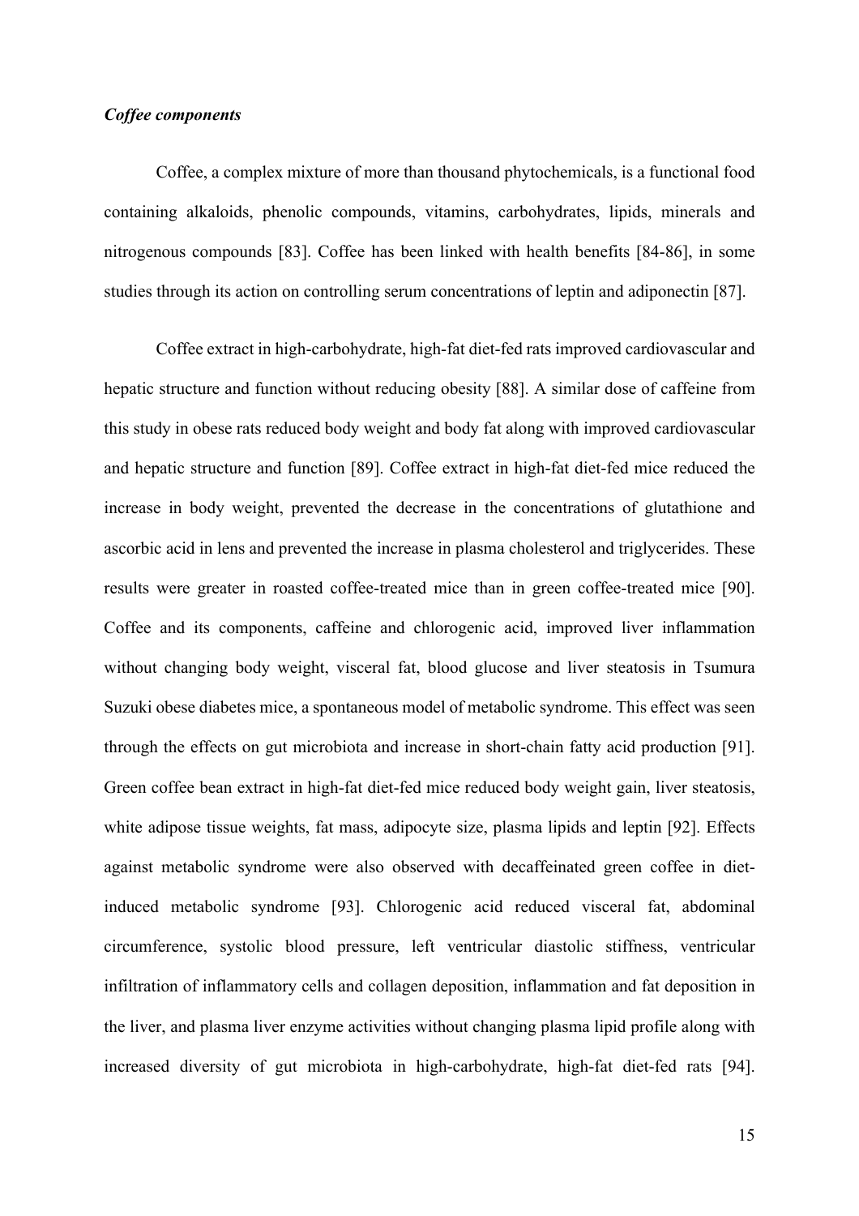### *Coffee components*

Coffee, a complex mixture of more than thousand phytochemicals, is a functional food containing alkaloids, phenolic compounds, vitamins, carbohydrates, lipids, minerals and nitrogenous compounds [83]. Coffee has been linked with health benefits [84-86], in some studies through its action on controlling serum concentrations of leptin and adiponectin [87].

Coffee extract in high-carbohydrate, high-fat diet-fed rats improved cardiovascular and hepatic structure and function without reducing obesity [88]. A similar dose of caffeine from this study in obese rats reduced body weight and body fat along with improved cardiovascular and hepatic structure and function [89]. Coffee extract in high-fat diet-fed mice reduced the increase in body weight, prevented the decrease in the concentrations of glutathione and ascorbic acid in lens and prevented the increase in plasma cholesterol and triglycerides. These results were greater in roasted coffee-treated mice than in green coffee-treated mice [90]. Coffee and its components, caffeine and chlorogenic acid, improved liver inflammation without changing body weight, visceral fat, blood glucose and liver steatosis in Tsumura Suzuki obese diabetes mice, a spontaneous model of metabolic syndrome. This effect was seen through the effects on gut microbiota and increase in short-chain fatty acid production [91]. Green coffee bean extract in high-fat diet-fed mice reduced body weight gain, liver steatosis, white adipose tissue weights, fat mass, adipocyte size, plasma lipids and leptin [92]. Effects against metabolic syndrome were also observed with decaffeinated green coffee in diet-induced metabolic syndrome [93]. Chlorogenic acid reduced visceral fat, abdominal circumference, systolic blood pressure, left ventricular diastolic stiffness, ventricular infiltration of inflammatory cells and collagen deposition, inflammation and fat deposition in the liver, and plasma liver enzyme activities without changing plasma lipid profile along with increased diversity of gut microbiota in high-carbohydrate, high-fat diet-fed rats [94].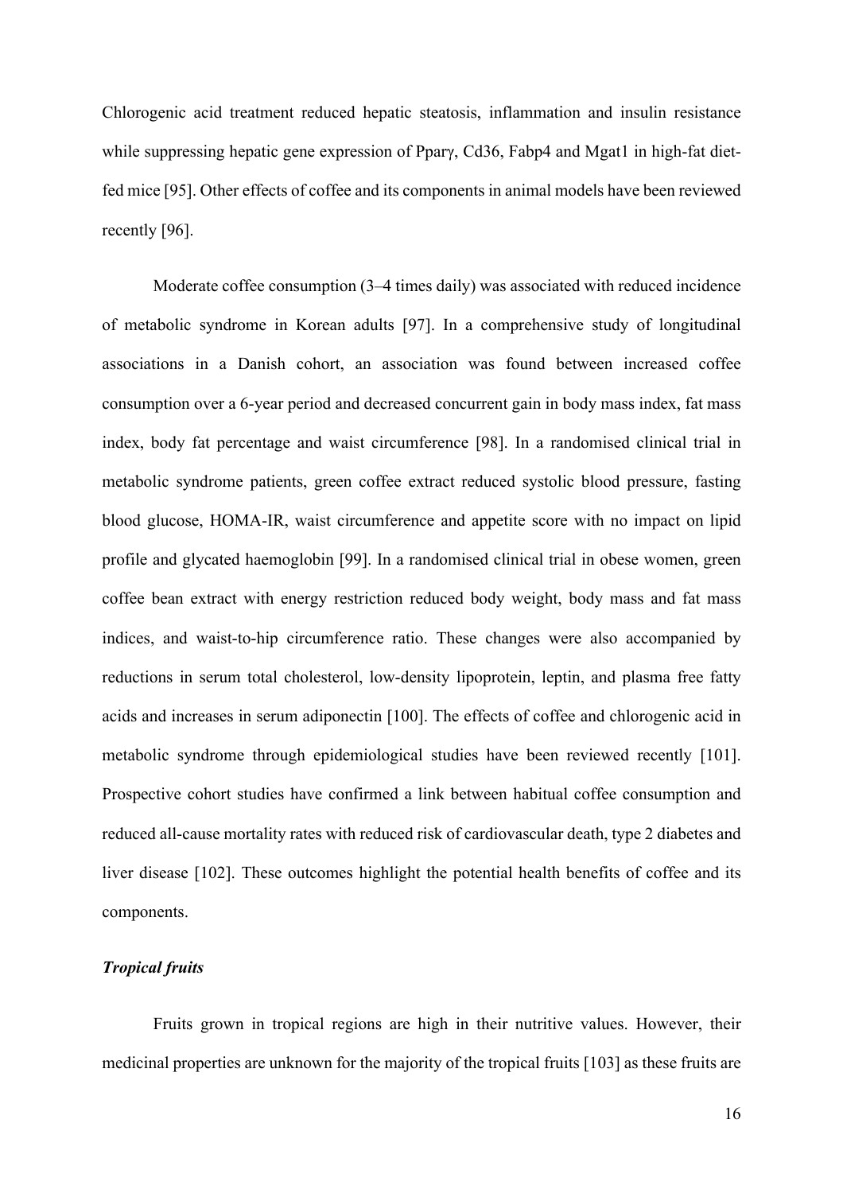Chlorogenic acid treatment reduced hepatic steatosis, inflammation and insulin resistance while suppressing hepatic gene expression of Pparγ, Cd36, Fabp4 and Mgat1 in high-fat diet-fed mice [95]. Other effects of coffee and its components in animal models have been reviewed recently [96].

Moderate coffee consumption (3–4 times daily) was associated with reduced incidence of metabolic syndrome in Korean adults [97]. In a comprehensive study of longitudinal associations in a Danish cohort, an association was found between increased coffee consumption over a 6-year period and decreased concurrent gain in body mass index, fat mass index, body fat percentage and waist circumference [98]. In a randomised clinical trial in metabolic syndrome patients, green coffee extract reduced systolic blood pressure, fasting blood glucose, HOMA-IR, waist circumference and appetite score with no impact on lipid profile and glycated haemoglobin [99]. In a randomised clinical trial in obese women, green coffee bean extract with energy restriction reduced body weight, body mass and fat mass indices, and waist-to-hip circumference ratio. These changes were also accompanied by reductions in serum total cholesterol, low-density lipoprotein, leptin, and plasma free fatty acids and increases in serum adiponectin [100]. The effects of coffee and chlorogenic acid in metabolic syndrome through epidemiological studies have been reviewed recently [101]. Prospective cohort studies have confirmed a link between habitual coffee consumption and reduced all-cause mortality rates with reduced risk of cardiovascular death, type 2 diabetes and liver disease [102]. These outcomes highlight the potential health benefits of coffee and its components.

***Tropical fruits***

Fruits grown in tropical regions are high in their nutritive values. However, their medicinal properties are unknown for the majority of the tropical fruits [103] as these fruits are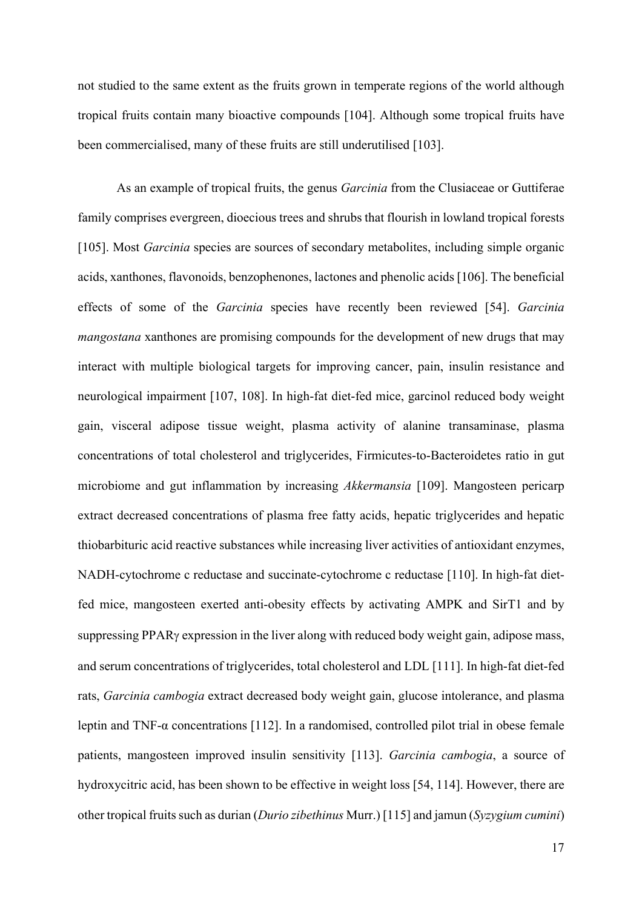not studied to the same extent as the fruits grown in temperate regions of the world although tropical fruits contain many bioactive compounds [104]. Although some tropical fruits have been commercialised, many of these fruits are still underutilised [103].

As an example of tropical fruits, the genus *Garcinia* from the Clusiaceae or Guttiferae family comprises evergreen, dioecious trees and shrubs that flourish in lowland tropical forests [105]. Most *Garcinia* species are sources of secondary metabolites, including simple organic acids, xanthones, flavonoids, benzophenones, lactones and phenolic acids [106]. The beneficial effects of some of the *Garcinia* species have recently been reviewed [54]. *Garcinia mangostana* xanthones are promising compounds for the development of new drugs that may interact with multiple biological targets for improving cancer, pain, insulin resistance and neurological impairment [107, 108]. In high-fat diet-fed mice, garcinol reduced body weight gain, visceral adipose tissue weight, plasma activity of alanine transaminase, plasma concentrations of total cholesterol and triglycerides, Firmicutes-to-Bacteroidetes ratio in gut microbiome and gut inflammation by increasing *Akkermansia* [109]. Mangosteen pericarp extract decreased concentrations of plasma free fatty acids, hepatic triglycerides and hepatic thiobarbituric acid reactive substances while increasing liver activities of antioxidant enzymes, NADH-cytochrome c reductase and succinate-cytochrome c reductase [110]. In high-fat diet-fed mice, mangosteen exerted anti-obesity effects by activating AMPK and SirT1 and by suppressing PPARγ expression in the liver along with reduced body weight gain, adipose mass, and serum concentrations of triglycerides, total cholesterol and LDL [111]. In high-fat diet-fed rats, *Garcinia cambogia* extract decreased body weight gain, glucose intolerance, and plasma leptin and TNF-α concentrations [112]. In a randomised, controlled pilot trial in obese female patients, mangosteen improved insulin sensitivity [113]. *Garcinia cambogia*, a source of hydroxycitric acid, has been shown to be effective in weight loss [54, 114]. However, there are other tropical fruits such as durian (*Durio zibethinus* Murr.) [115] and jamun (*Syzygium cumini*)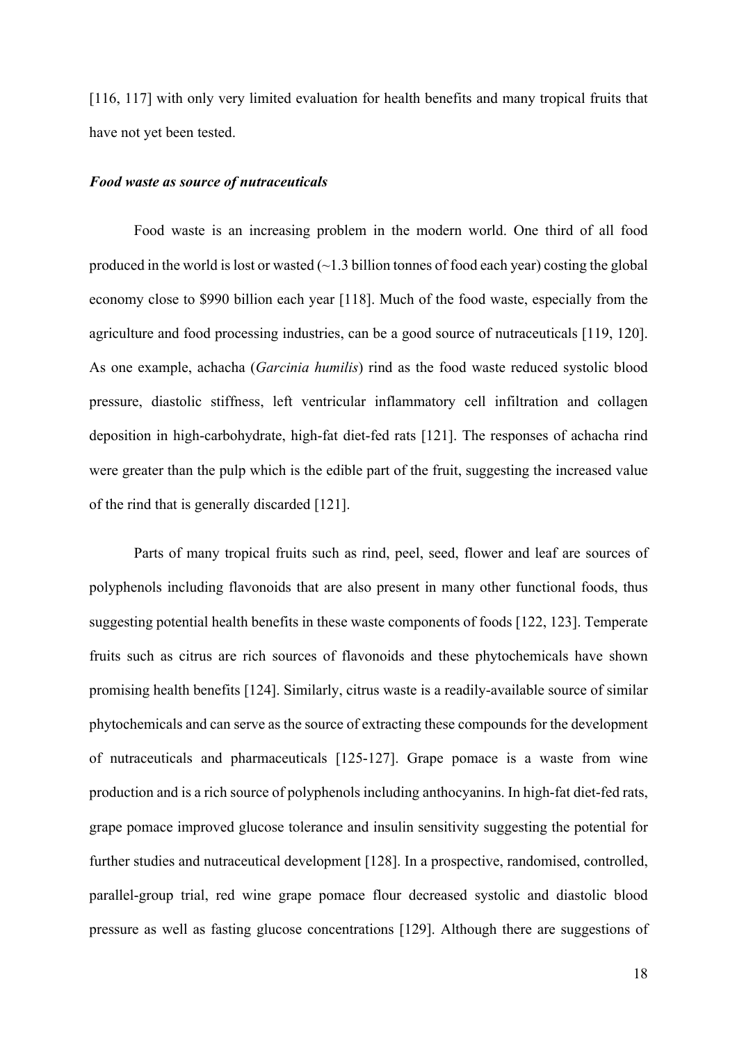[116, 117] with only very limited evaluation for health benefits and many tropical fruits that have not yet been tested.

***Food waste as source of nutraceuticals***

Food waste is an increasing problem in the modern world. One third of all food produced in the world is lost or wasted (~1.3 billion tonnes of food each year) costing the global economy close to $990 billion each year [118]. Much of the food waste, especially from the agriculture and food processing industries, can be a good source of nutraceuticals [119, 120]. As one example, achacha (*Garcinia humilis*) rind as the food waste reduced systolic blood pressure, diastolic stiffness, left ventricular inflammatory cell infiltration and collagen deposition in high-carbohydrate, high-fat diet-fed rats [121]. The responses of achacha rind were greater than the pulp which is the edible part of the fruit, suggesting the increased value of the rind that is generally discarded [121].

Parts of many tropical fruits such as rind, peel, seed, flower and leaf are sources of polyphenols including flavonoids that are also present in many other functional foods, thus suggesting potential health benefits in these waste components of foods [122, 123]. Temperate fruits such as citrus are rich sources of flavonoids and these phytochemicals have shown promising health benefits [124]. Similarly, citrus waste is a readily-available source of similar phytochemicals and can serve as the source of extracting these compounds for the development of nutraceuticals and pharmaceuticals [125-127]. Grape pomace is a waste from wine production and is a rich source of polyphenols including anthocyanins. In high-fat diet-fed rats, grape pomace improved glucose tolerance and insulin sensitivity suggesting the potential for further studies and nutraceutical development [128]. In a prospective, randomised, controlled, parallel-group trial, red wine grape pomace flour decreased systolic and diastolic blood pressure as well as fasting glucose concentrations [129]. Although there are suggestions of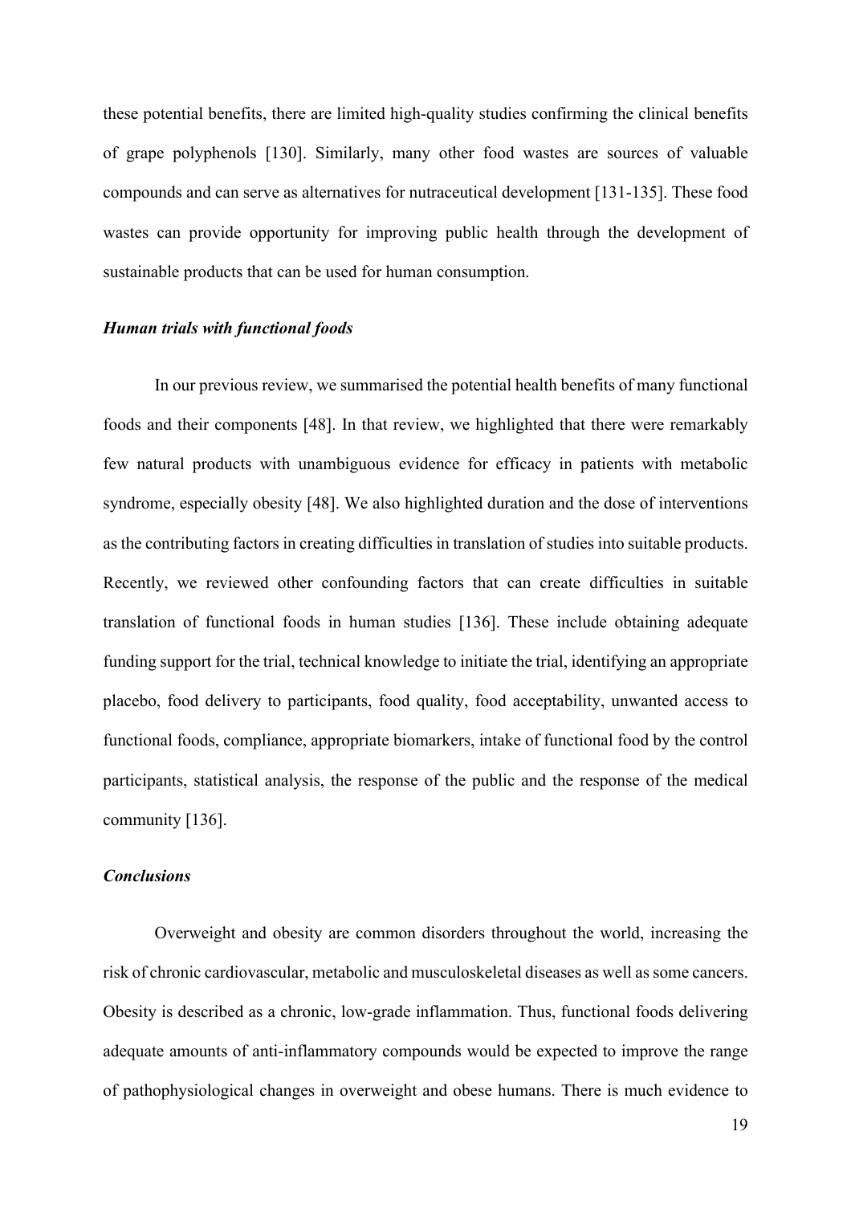these potential benefits, there are limited high-quality studies confirming the clinical benefits of grape polyphenols [130]. Similarly, many other food wastes are sources of valuable compounds and can serve as alternatives for nutraceutical development [131-135]. These food wastes can provide opportunity for improving public health through the development of sustainable products that can be used for human consumption.

### *Human trials with functional foods*

In our previous review, we summarised the potential health benefits of many functional foods and their components [48]. In that review, we highlighted that there were remarkably few natural products with unambiguous evidence for efficacy in patients with metabolic syndrome, especially obesity [48]. We also highlighted duration and the dose of interventions as the contributing factors in creating difficulties in translation of studies into suitable products. Recently, we reviewed other confounding factors that can create difficulties in suitable translation of functional foods in human studies [136]. These include obtaining adequate funding support for the trial, technical knowledge to initiate the trial, identifying an appropriate placebo, food delivery to participants, food quality, food acceptability, unwanted access to functional foods, compliance, appropriate biomarkers, intake of functional food by the control participants, statistical analysis, the response of the public and the response of the medical community [136].

### *Conclusions*

Overweight and obesity are common disorders throughout the world, increasing the risk of chronic cardiovascular, metabolic and musculoskeletal diseases as well as some cancers. Obesity is described as a chronic, low-grade inflammation. Thus, functional foods delivering adequate amounts of anti-inflammatory compounds would be expected to improve the range of pathophysiological changes in overweight and obese humans. There is much evidence to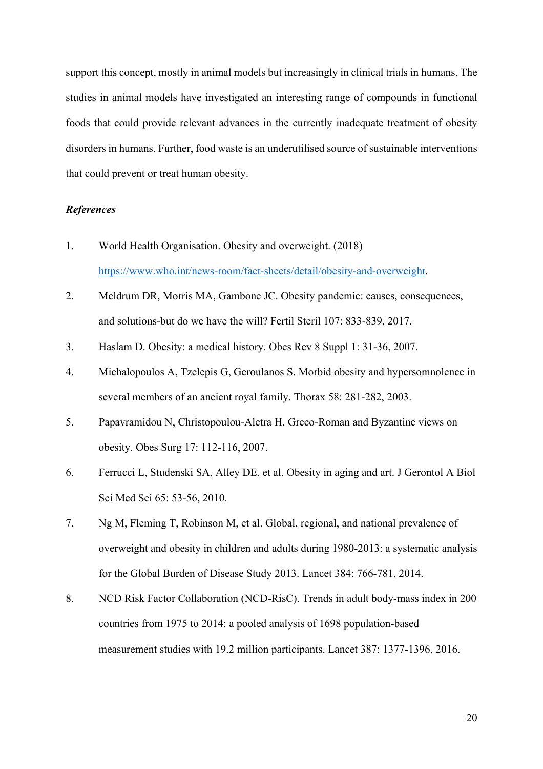support this concept, mostly in animal models but increasingly in clinical trials in humans. The studies in animal models have investigated an interesting range of compounds in functional foods that could provide relevant advances in the currently inadequate treatment of obesity disorders in humans. Further, food waste is an underutilised source of sustainable interventions that could prevent or treat human obesity.

***References***

1. World Health Organisation. Obesity and overweight. (2018) https://www.who.int/news-room/fact-sheets/detail/obesity-and-overweight.
2. Meldrum DR, Morris MA, Gambone JC. Obesity pandemic: causes, consequences, and solutions-but do we have the will? Fertil Steril 107: 833-839, 2017.
3. Haslam D. Obesity: a medical history. Obes Rev 8 Suppl 1: 31-36, 2007.
4. Michalopoulos A, Tzelepis G, Geroulanos S. Morbid obesity and hypersomnolence in several members of an ancient royal family. Thorax 58: 281-282, 2003.
5. Papavramidou N, Christopoulou-Aletra H. Greco-Roman and Byzantine views on obesity. Obes Surg 17: 112-116, 2007.
6. Ferrucci L, Studenski SA, Alley DE, et al. Obesity in aging and art. J Gerontol A Biol Sci Med Sci 65: 53-56, 2010.
7. Ng M, Fleming T, Robinson M, et al. Global, regional, and national prevalence of overweight and obesity in children and adults during 1980-2013: a systematic analysis for the Global Burden of Disease Study 2013. Lancet 384: 766-781, 2014.
8. NCD Risk Factor Collaboration (NCD-RisC). Trends in adult body-mass index in 200 countries from 1975 to 2014: a pooled analysis of 1698 population-based measurement studies with 19.2 million participants. Lancet 387: 1377-1396, 2016.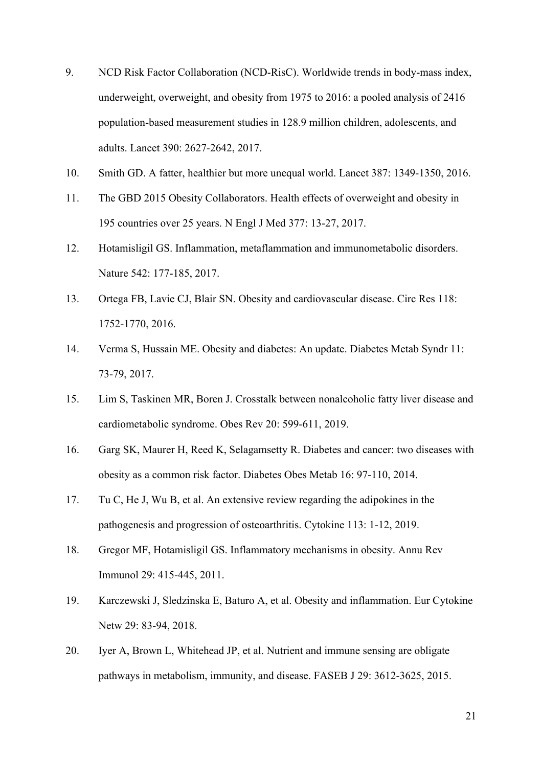9. NCD Risk Factor Collaboration (NCD-RisC). Worldwide trends in body-mass index, underweight, overweight, and obesity from 1975 to 2016: a pooled analysis of 2416 population-based measurement studies in 128.9 million children, adolescents, and adults. Lancet 390: 2627-2642, 2017.
10. Smith GD. A fatter, healthier but more unequal world. Lancet 387: 1349-1350, 2016.
11. The GBD 2015 Obesity Collaborators. Health effects of overweight and obesity in 195 countries over 25 years. N Engl J Med 377: 13-27, 2017.
12. Hotamisligil GS. Inflammation, metaflammation and immunometabolic disorders. Nature 542: 177-185, 2017.
13. Ortega FB, Lavie CJ, Blair SN. Obesity and cardiovascular disease. Circ Res 118: 1752-1770, 2016.
14. Verma S, Hussain ME. Obesity and diabetes: An update. Diabetes Metab Syndr 11: 73-79, 2017.
15. Lim S, Taskinen MR, Boren J. Crosstalk between nonalcoholic fatty liver disease and cardiometabolic syndrome. Obes Rev 20: 599-611, 2019.
16. Garg SK, Maurer H, Reed K, Selagamsetty R. Diabetes and cancer: two diseases with obesity as a common risk factor. Diabetes Obes Metab 16: 97-110, 2014.
17. Tu C, He J, Wu B, et al. An extensive review regarding the adipokines in the pathogenesis and progression of osteoarthritis. Cytokine 113: 1-12, 2019.
18. Gregor MF, Hotamisligil GS. Inflammatory mechanisms in obesity. Annu Rev Immunol 29: 415-445, 2011.
19. Karczewski J, Sledzinska E, Baturo A, et al. Obesity and inflammation. Eur Cytokine Netw 29: 83-94, 2018.
20. Iyer A, Brown L, Whitehead JP, et al. Nutrient and immune sensing are obligate pathways in metabolism, immunity, and disease. FASEB J 29: 3612-3625, 2015.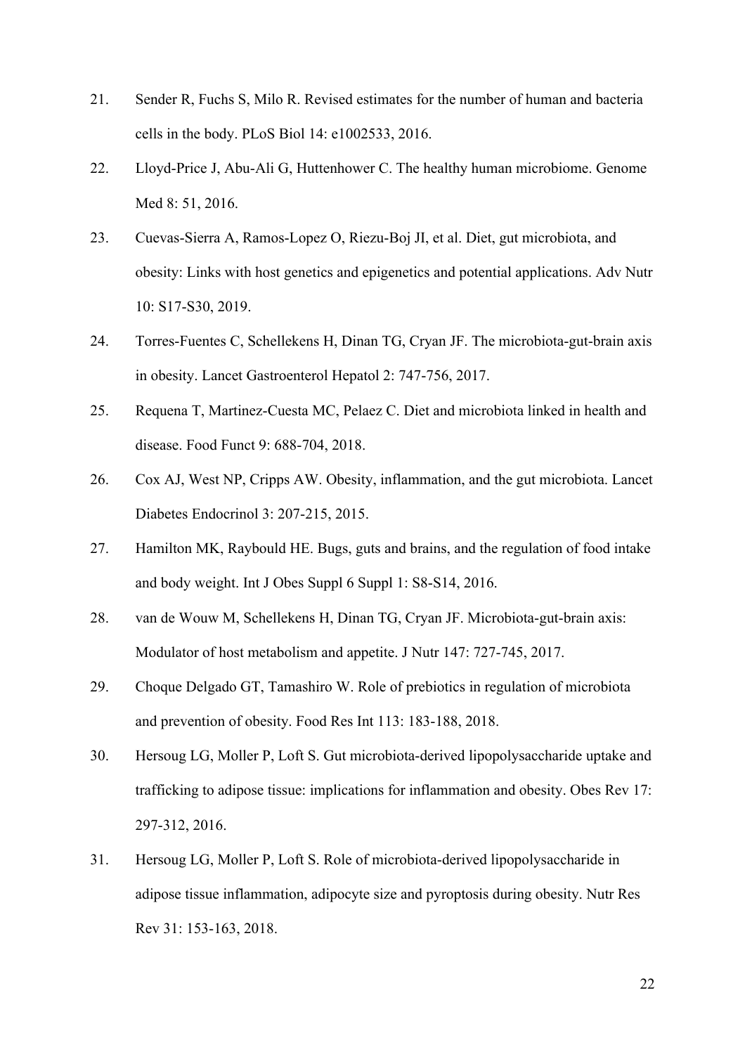21. Sender R, Fuchs S, Milo R. Revised estimates for the number of human and bacteria cells in the body. PLoS Biol 14: e1002533, 2016.

22. Lloyd-Price J, Abu-Ali G, Huttenhower C. The healthy human microbiome. Genome Med 8: 51, 2016.

23. Cuevas-Sierra A, Ramos-Lopez O, Riezu-Boj JI, et al. Diet, gut microbiota, and obesity: Links with host genetics and epigenetics and potential applications. Adv Nutr 10: S17-S30, 2019.

24. Torres-Fuentes C, Schellekens H, Dinan TG, Cryan JF. The microbiota-gut-brain axis in obesity. Lancet Gastroenterol Hepatol 2: 747-756, 2017.

25. Requena T, Martinez-Cuesta MC, Pelaez C. Diet and microbiota linked in health and disease. Food Funct 9: 688-704, 2018.

26. Cox AJ, West NP, Cripps AW. Obesity, inflammation, and the gut microbiota. Lancet Diabetes Endocrinol 3: 207-215, 2015.

27. Hamilton MK, Raybould HE. Bugs, guts and brains, and the regulation of food intake and body weight. Int J Obes Suppl 6 Suppl 1: S8-S14, 2016.

28. van de Wouw M, Schellekens H, Dinan TG, Cryan JF. Microbiota-gut-brain axis: Modulator of host metabolism and appetite. J Nutr 147: 727-745, 2017.

29. Choque Delgado GT, Tamashiro W. Role of prebiotics in regulation of microbiota and prevention of obesity. Food Res Int 113: 183-188, 2018.

30. Hersoug LG, Moller P, Loft S. Gut microbiota-derived lipopolysaccharide uptake and trafficking to adipose tissue: implications for inflammation and obesity. Obes Rev 17: 297-312, 2016.

31. Hersoug LG, Moller P, Loft S. Role of microbiota-derived lipopolysaccharide in adipose tissue inflammation, adipocyte size and pyroptosis during obesity. Nutr Res Rev 31: 153-163, 2018.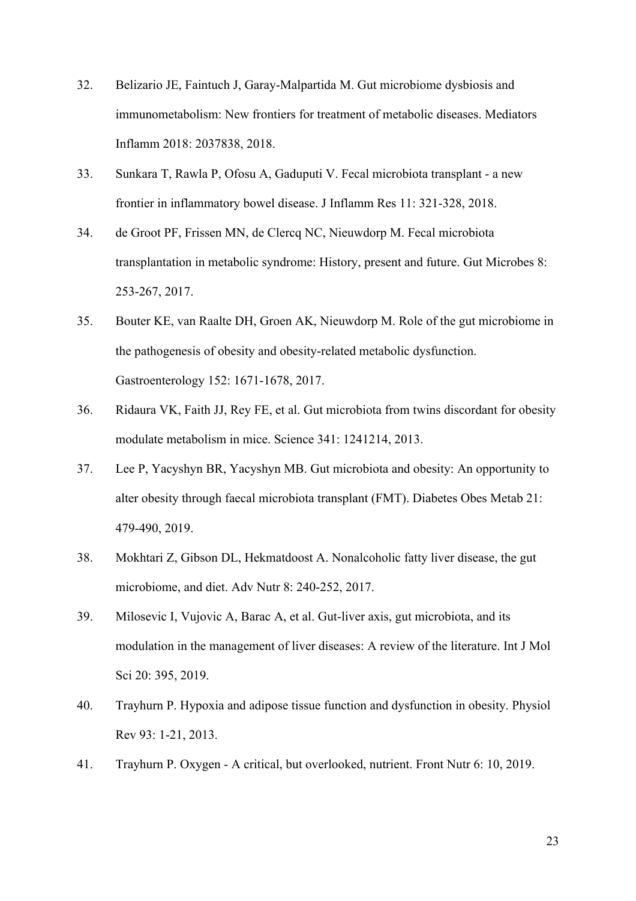32. Belizario JE, Faintuch J, Garay-Malpartida M. Gut microbiome dysbiosis and immunometabolism: New frontiers for treatment of metabolic diseases. Mediators Inflamm 2018: 2037838, 2018.
33. Sunkara T, Rawla P, Ofosu A, Gaduputi V. Fecal microbiota transplant - a new frontier in inflammatory bowel disease. J Inflamm Res 11: 321-328, 2018.
34. de Groot PF, Frissen MN, de Clercq NC, Nieuwdorp M. Fecal microbiota transplantation in metabolic syndrome: History, present and future. Gut Microbes 8: 253-267, 2017.
35. Bouter KE, van Raalte DH, Groen AK, Nieuwdorp M. Role of the gut microbiome in the pathogenesis of obesity and obesity-related metabolic dysfunction. Gastroenterology 152: 1671-1678, 2017.
36. Ridaura VK, Faith JJ, Rey FE, et al. Gut microbiota from twins discordant for obesity modulate metabolism in mice. Science 341: 1241214, 2013.
37. Lee P, Yacyshyn BR, Yacyshyn MB. Gut microbiota and obesity: An opportunity to alter obesity through faecal microbiota transplant (FMT). Diabetes Obes Metab 21: 479-490, 2019.
38. Mokhtari Z, Gibson DL, Hekmatdoost A. Nonalcoholic fatty liver disease, the gut microbiome, and diet. Adv Nutr 8: 240-252, 2017.
39. Milosevic I, Vujovic A, Barac A, et al. Gut-liver axis, gut microbiota, and its modulation in the management of liver diseases: A review of the literature. Int J Mol Sci 20: 395, 2019.
40. Trayhurn P. Hypoxia and adipose tissue function and dysfunction in obesity. Physiol Rev 93: 1-21, 2013.
41. Trayhurn P. Oxygen - A critical, but overlooked, nutrient. Front Nutr 6: 10, 2019.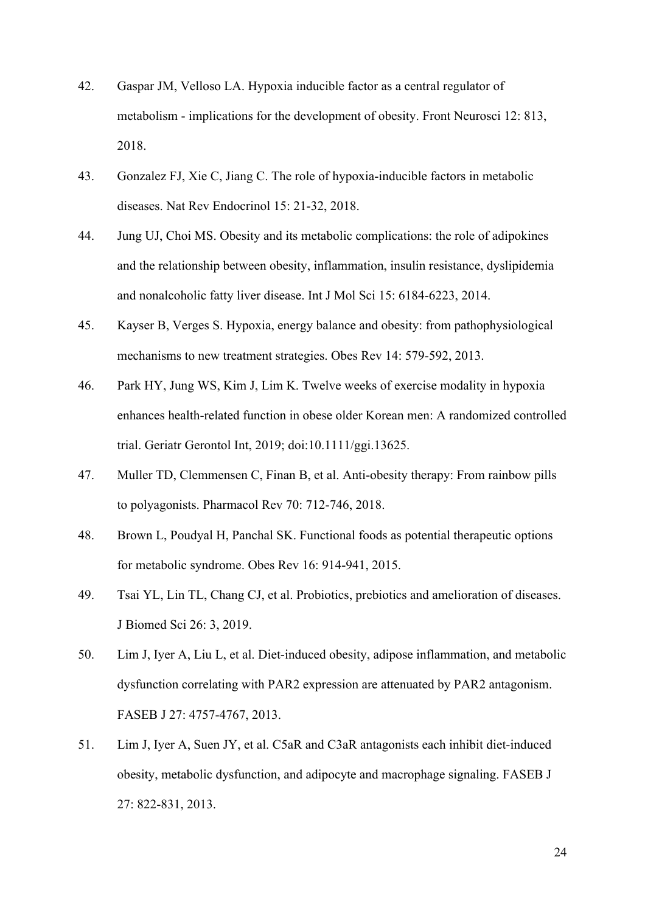42. Gaspar JM, Velloso LA. Hypoxia inducible factor as a central regulator of metabolism - implications for the development of obesity. Front Neurosci 12: 813, 2018.

43. Gonzalez FJ, Xie C, Jiang C. The role of hypoxia-inducible factors in metabolic diseases. Nat Rev Endocrinol 15: 21-32, 2018.

44. Jung UJ, Choi MS. Obesity and its metabolic complications: the role of adipokines and the relationship between obesity, inflammation, insulin resistance, dyslipidemia and nonalcoholic fatty liver disease. Int J Mol Sci 15: 6184-6223, 2014.

45. Kayser B, Verges S. Hypoxia, energy balance and obesity: from pathophysiological mechanisms to new treatment strategies. Obes Rev 14: 579-592, 2013.

46. Park HY, Jung WS, Kim J, Lim K. Twelve weeks of exercise modality in hypoxia enhances health-related function in obese older Korean men: A randomized controlled trial. Geriatr Gerontol Int, 2019; doi:10.1111/ggi.13625.

47. Muller TD, Clemmensen C, Finan B, et al. Anti-obesity therapy: From rainbow pills to polyagonists. Pharmacol Rev 70: 712-746, 2018.

48. Brown L, Poudyal H, Panchal SK. Functional foods as potential therapeutic options for metabolic syndrome. Obes Rev 16: 914-941, 2015.

49. Tsai YL, Lin TL, Chang CJ, et al. Probiotics, prebiotics and amelioration of diseases. J Biomed Sci 26: 3, 2019.

50. Lim J, Iyer A, Liu L, et al. Diet-induced obesity, adipose inflammation, and metabolic dysfunction correlating with PAR2 expression are attenuated by PAR2 antagonism. FASEB J 27: 4757-4767, 2013.

51. Lim J, Iyer A, Suen JY, et al. C5aR and C3aR antagonists each inhibit diet-induced obesity, metabolic dysfunction, and adipocyte and macrophage signaling. FASEB J 27: 822-831, 2013.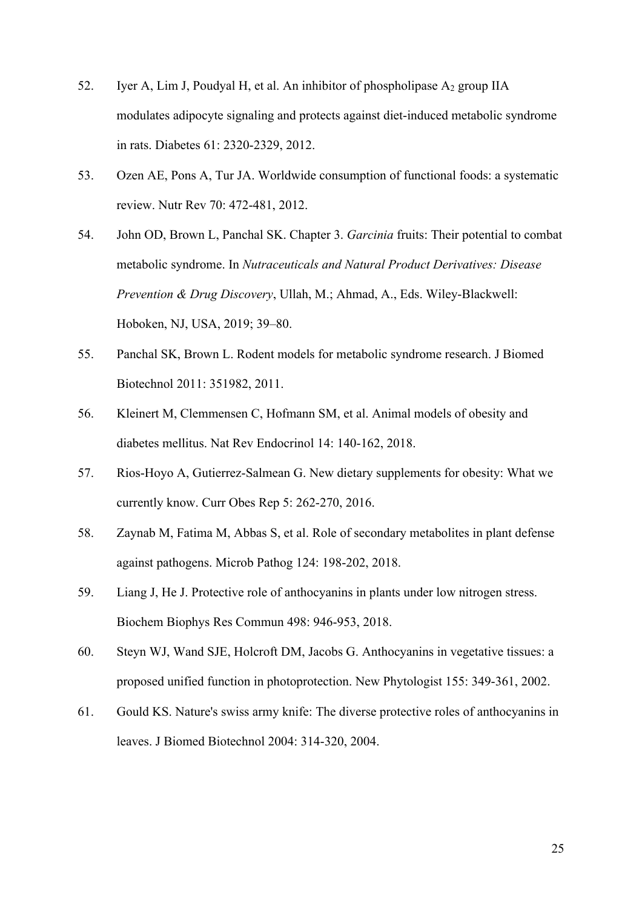52. Iyer A, Lim J, Poudyal H, et al. An inhibitor of phospholipase $A_2$ group IIA modulates adipocyte signaling and protects against diet-induced metabolic syndrome in rats. Diabetes 61: 2320-2329, 2012.

53. Ozen AE, Pons A, Tur JA. Worldwide consumption of functional foods: a systematic review. Nutr Rev 70: 472-481, 2012.

54. John OD, Brown L, Panchal SK. Chapter 3. *Garcinia* fruits: Their potential to combat metabolic syndrome. In *Nutraceuticals and Natural Product Derivatives: Disease Prevention & Drug Discovery*, Ullah, M.; Ahmad, A., Eds. Wiley-Blackwell: Hoboken, NJ, USA, 2019; 39–80.

55. Panchal SK, Brown L. Rodent models for metabolic syndrome research. J Biomed Biotechnol 2011: 351982, 2011.

56. Kleinert M, Clemmensen C, Hofmann SM, et al. Animal models of obesity and diabetes mellitus. Nat Rev Endocrinol 14: 140-162, 2018.

57. Rios-Hoyo A, Gutierrez-Salmean G. New dietary supplements for obesity: What we currently know. Curr Obes Rep 5: 262-270, 2016.

58. Zaynab M, Fatima M, Abbas S, et al. Role of secondary metabolites in plant defense against pathogens. Microb Pathog 124: 198-202, 2018.

59. Liang J, He J. Protective role of anthocyanins in plants under low nitrogen stress. Biochem Biophys Res Commun 498: 946-953, 2018.

60. Steyn WJ, Wand SJE, Holcroft DM, Jacobs G. Anthocyanins in vegetative tissues: a proposed unified function in photoprotection. New Phytologist 155: 349-361, 2002.

61. Gould KS. Nature's swiss army knife: The diverse protective roles of anthocyanins in leaves. J Biomed Biotechnol 2004: 314-320, 2004.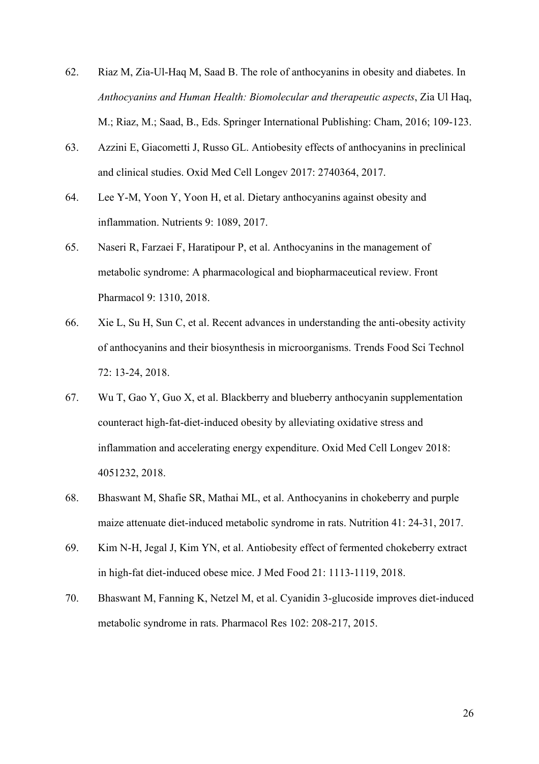62. Riaz M, Zia-Ul-Haq M, Saad B. The role of anthocyanins in obesity and diabetes. In *Anthocyanins and Human Health: Biomolecular and therapeutic aspects*, Zia Ul Haq, M.; Riaz, M.; Saad, B., Eds. Springer International Publishing: Cham, 2016; 109-123.
63. Azzini E, Giacometti J, Russo GL. Antiobesity effects of anthocyanins in preclinical and clinical studies. Oxid Med Cell Longev 2017: 2740364, 2017.
64. Lee Y-M, Yoon Y, Yoon H, et al. Dietary anthocyanins against obesity and inflammation. Nutrients 9: 1089, 2017.
65. Naseri R, Farzaei F, Haratipour P, et al. Anthocyanins in the management of metabolic syndrome: A pharmacological and biopharmaceutical review. Front Pharmacol 9: 1310, 2018.
66. Xie L, Su H, Sun C, et al. Recent advances in understanding the anti-obesity activity of anthocyanins and their biosynthesis in microorganisms. Trends Food Sci Technol 72: 13-24, 2018.
67. Wu T, Gao Y, Guo X, et al. Blackberry and blueberry anthocyanin supplementation counteract high-fat-diet-induced obesity by alleviating oxidative stress and inflammation and accelerating energy expenditure. Oxid Med Cell Longev 2018: 4051232, 2018.
68. Bhaswant M, Shafie SR, Mathai ML, et al. Anthocyanins in chokeberry and purple maize attenuate diet-induced metabolic syndrome in rats. Nutrition 41: 24-31, 2017.
69. Kim N-H, Jegal J, Kim YN, et al. Antiobesity effect of fermented chokeberry extract in high-fat diet-induced obese mice. J Med Food 21: 1113-1119, 2018.
70. Bhaswant M, Fanning K, Netzel M, et al. Cyanidin 3-glucoside improves diet-induced metabolic syndrome in rats. Pharmacol Res 102: 208-217, 2015.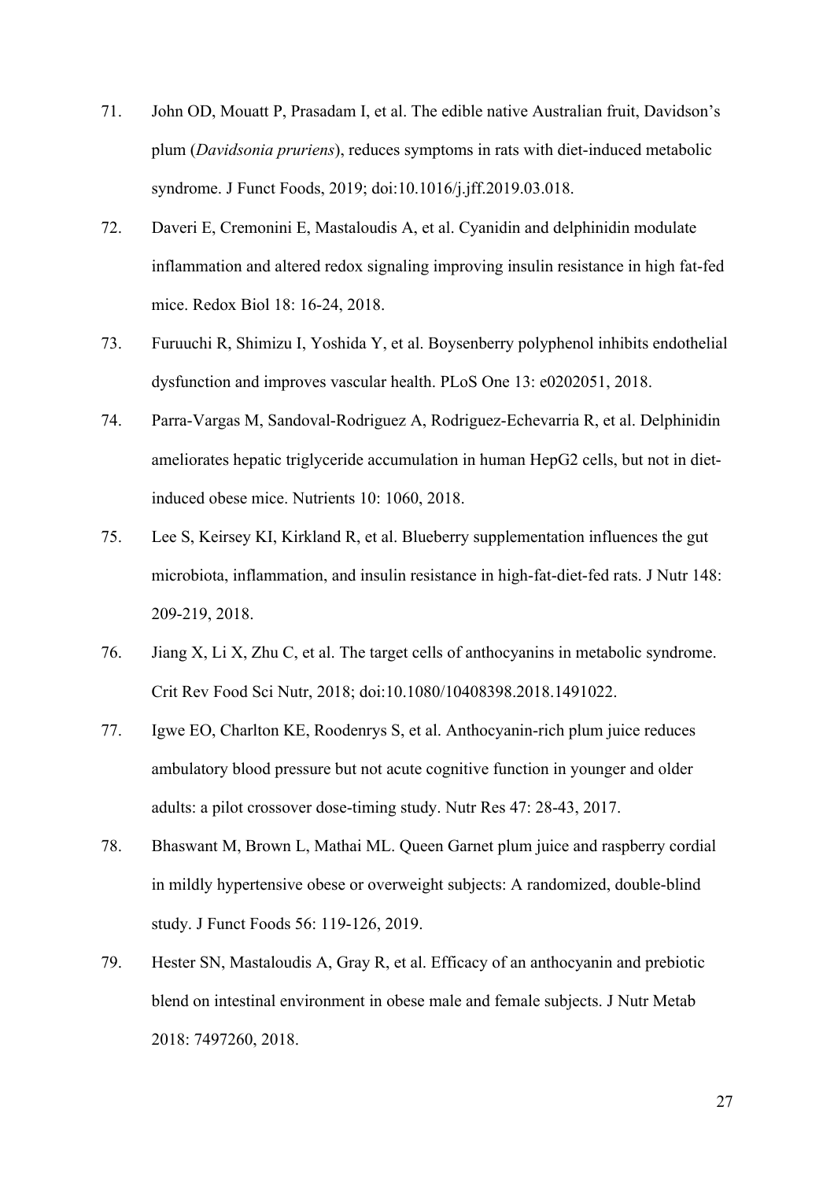71. John OD, Mouatt P, Prasadam I, et al. The edible native Australian fruit, Davidson's plum (*Davidsonia pruriens*), reduces symptoms in rats with diet-induced metabolic syndrome. J Funct Foods, 2019; doi:10.1016/j.jff.2019.03.018.

72. Daveri E, Cremonini E, Mastaloudis A, et al. Cyanidin and delphinidin modulate inflammation and altered redox signaling improving insulin resistance in high fat-fed mice. Redox Biol 18: 16-24, 2018.

73. Furuuchi R, Shimizu I, Yoshida Y, et al. Boysenberry polyphenol inhibits endothelial dysfunction and improves vascular health. PLoS One 13: e0202051, 2018.

74. Parra-Vargas M, Sandoval-Rodriguez A, Rodriguez-Echevarria R, et al. Delphinidin ameliorates hepatic triglyceride accumulation in human HepG2 cells, but not in diet-induced obese mice. Nutrients 10: 1060, 2018.

75. Lee S, Keirsey KI, Kirkland R, et al. Blueberry supplementation influences the gut microbiota, inflammation, and insulin resistance in high-fat-diet-fed rats. J Nutr 148: 209-219, 2018.

76. Jiang X, Li X, Zhu C, et al. The target cells of anthocyanins in metabolic syndrome. Crit Rev Food Sci Nutr, 2018; doi:10.1080/10408398.2018.1491022.

77. Igwe EO, Charlton KE, Roodenrys S, et al. Anthocyanin-rich plum juice reduces ambulatory blood pressure but not acute cognitive function in younger and older adults: a pilot crossover dose-timing study. Nutr Res 47: 28-43, 2017.

78. Bhaswant M, Brown L, Mathai ML. Queen Garnet plum juice and raspberry cordial in mildly hypertensive obese or overweight subjects: A randomized, double-blind study. J Funct Foods 56: 119-126, 2019.

79. Hester SN, Mastaloudis A, Gray R, et al. Efficacy of an anthocyanin and prebiotic blend on intestinal environment in obese male and female subjects. J Nutr Metab 2018: 7497260, 2018.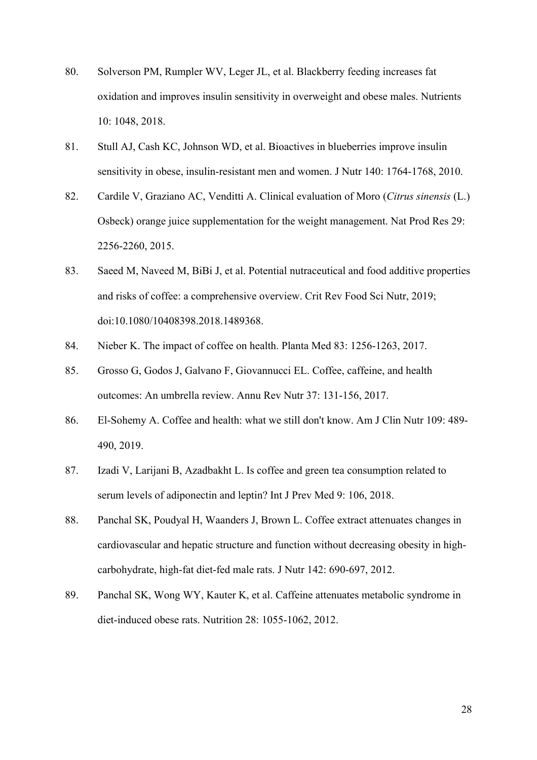80. Solverson PM, Rumpler WV, Leger JL, et al. Blackberry feeding increases fat oxidation and improves insulin sensitivity in overweight and obese males. Nutrients 10: 1048, 2018.

81. Stull AJ, Cash KC, Johnson WD, et al. Bioactives in blueberries improve insulin sensitivity in obese, insulin-resistant men and women. J Nutr 140: 1764-1768, 2010.

82. Cardile V, Graziano AC, Venditti A. Clinical evaluation of Moro (*Citrus sinensis* (L.) Osbeck) orange juice supplementation for the weight management. Nat Prod Res 29: 2256-2260, 2015.

83. Saeed M, Naveed M, BiBi J, et al. Potential nutraceutical and food additive properties and risks of coffee: a comprehensive overview. Crit Rev Food Sci Nutr, 2019; doi:10.1080/10408398.2018.1489368.

84. Nieber K. The impact of coffee on health. Planta Med 83: 1256-1263, 2017.

85. Grosso G, Godos J, Galvano F, Giovannucci EL. Coffee, caffeine, and health outcomes: An umbrella review. Annu Rev Nutr 37: 131-156, 2017.

86. El-Sohemy A. Coffee and health: what we still don't know. Am J Clin Nutr 109: 489-490, 2019.

87. Izadi V, Larijani B, Azadbakht L. Is coffee and green tea consumption related to serum levels of adiponectin and leptin? Int J Prev Med 9: 106, 2018.

88. Panchal SK, Poudyal H, Waanders J, Brown L. Coffee extract attenuates changes in cardiovascular and hepatic structure and function without decreasing obesity in high-carbohydrate, high-fat diet-fed male rats. J Nutr 142: 690-697, 2012.

89. Panchal SK, Wong WY, Kauter K, et al. Caffeine attenuates metabolic syndrome in diet-induced obese rats. Nutrition 28: 1055-1062, 2012.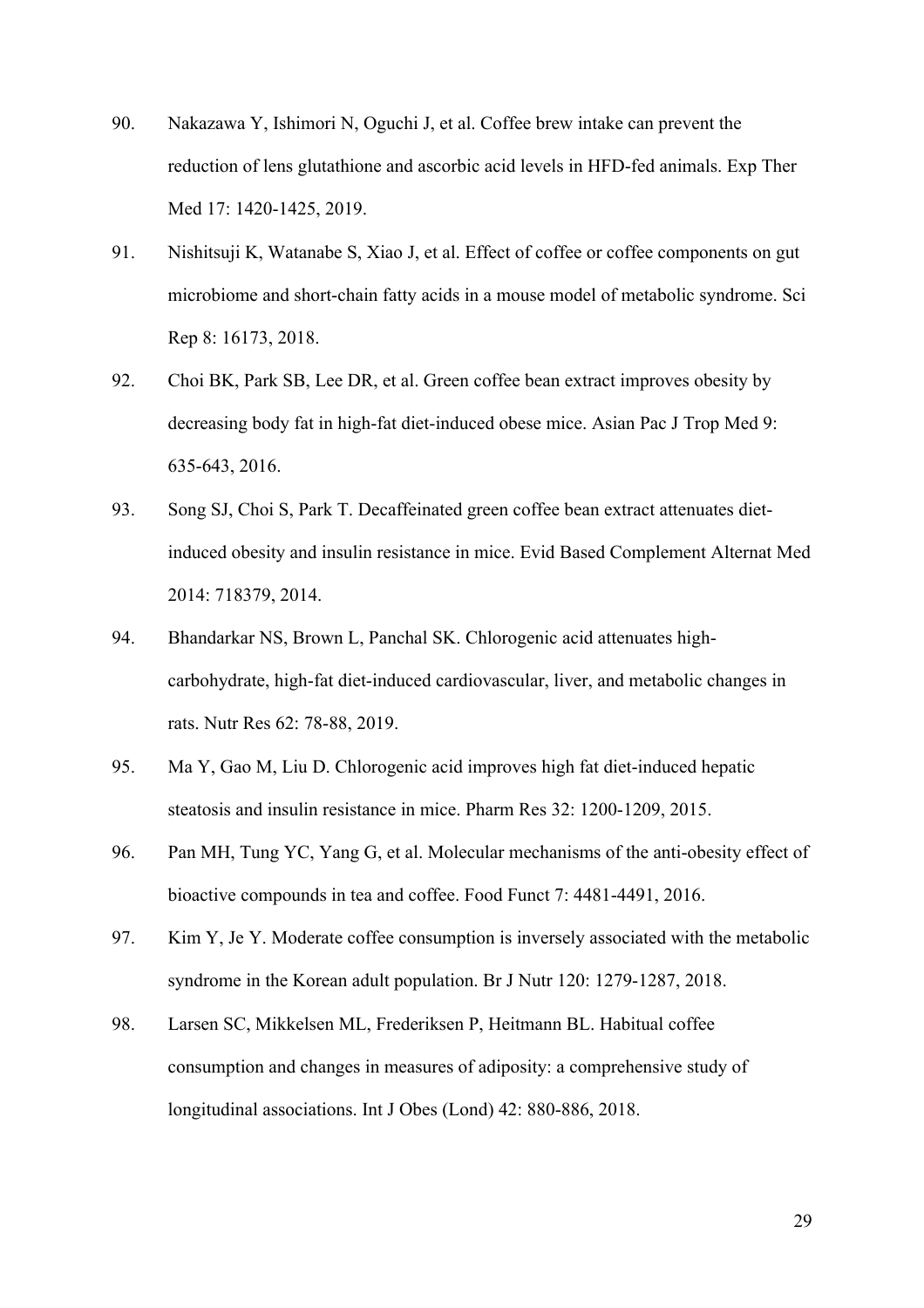90. Nakazawa Y, Ishimori N, Oguchi J, et al. Coffee brew intake can prevent the reduction of lens glutathione and ascorbic acid levels in HFD-fed animals. Exp Ther Med 17: 1420-1425, 2019.

91. Nishitsuji K, Watanabe S, Xiao J, et al. Effect of coffee or coffee components on gut microbiome and short-chain fatty acids in a mouse model of metabolic syndrome. Sci Rep 8: 16173, 2018.

92. Choi BK, Park SB, Lee DR, et al. Green coffee bean extract improves obesity by decreasing body fat in high-fat diet-induced obese mice. Asian Pac J Trop Med 9: 635-643, 2016.

93. Song SJ, Choi S, Park T. Decaffeinated green coffee bean extract attenuates diet-induced obesity and insulin resistance in mice. Evid Based Complement Alternat Med 2014: 718379, 2014.

94. Bhandarkar NS, Brown L, Panchal SK. Chlorogenic acid attenuates high-carbohydrate, high-fat diet-induced cardiovascular, liver, and metabolic changes in rats. Nutr Res 62: 78-88, 2019.

95. Ma Y, Gao M, Liu D. Chlorogenic acid improves high fat diet-induced hepatic steatosis and insulin resistance in mice. Pharm Res 32: 1200-1209, 2015.

96. Pan MH, Tung YC, Yang G, et al. Molecular mechanisms of the anti-obesity effect of bioactive compounds in tea and coffee. Food Funct 7: 4481-4491, 2016.

97. Kim Y, Je Y. Moderate coffee consumption is inversely associated with the metabolic syndrome in the Korean adult population. Br J Nutr 120: 1279-1287, 2018.

98. Larsen SC, Mikkelsen ML, Frederiksen P, Heitmann BL. Habitual coffee consumption and changes in measures of adiposity: a comprehensive study of longitudinal associations. Int J Obes (Lond) 42: 880-886, 2018.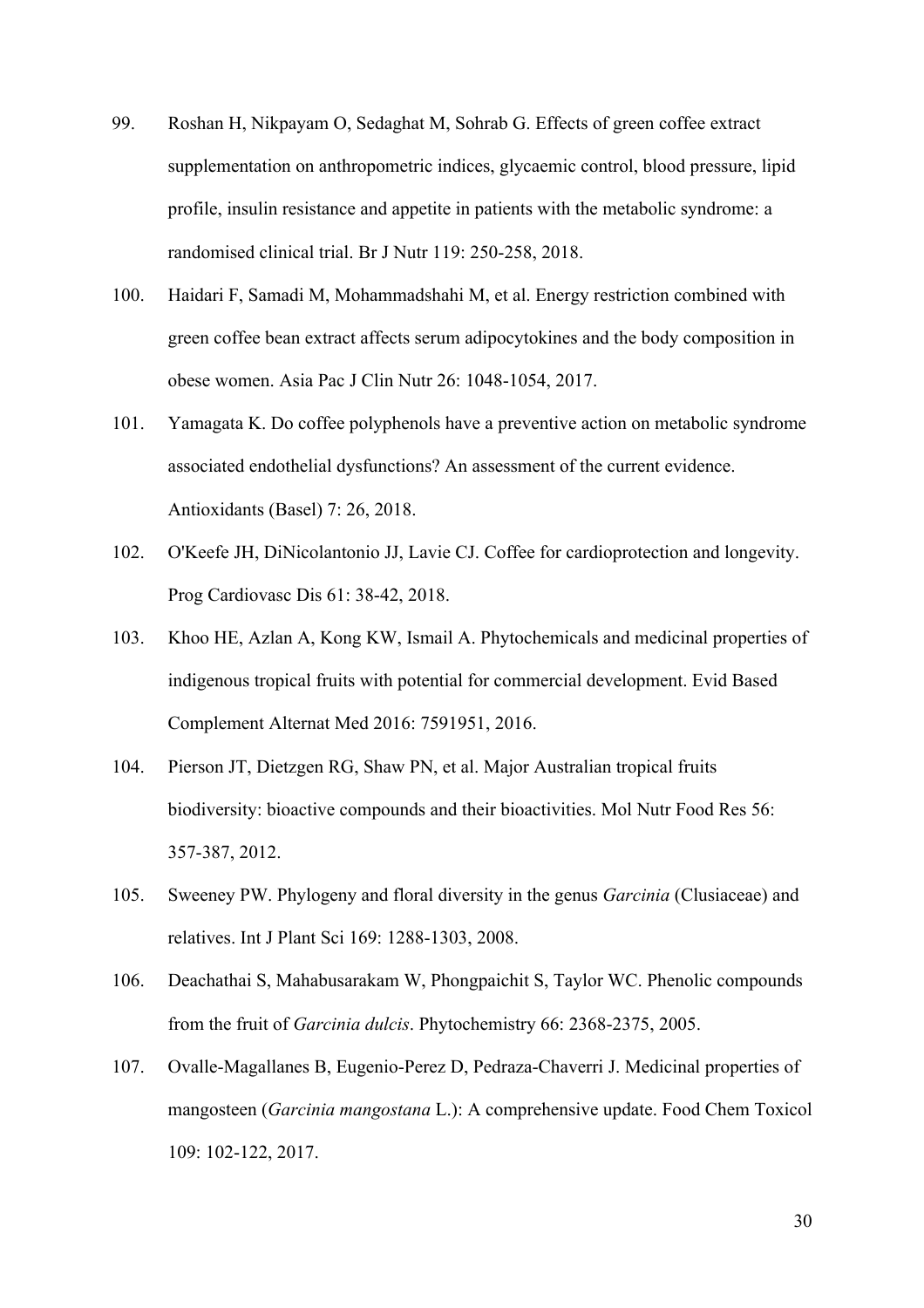99. Roshan H, Nikpayam O, Sedaghat M, Sohrab G. Effects of green coffee extract supplementation on anthropometric indices, glycaemic control, blood pressure, lipid profile, insulin resistance and appetite in patients with the metabolic syndrome: a randomised clinical trial. Br J Nutr 119: 250-258, 2018.

100. Haidari F, Samadi M, Mohammadshahi M, et al. Energy restriction combined with green coffee bean extract affects serum adipocytokines and the body composition in obese women. Asia Pac J Clin Nutr 26: 1048-1054, 2017.

101. Yamagata K. Do coffee polyphenols have a preventive action on metabolic syndrome associated endothelial dysfunctions? An assessment of the current evidence. Antioxidants (Basel) 7: 26, 2018.

102. O'Keefe JH, DiNicolantonio JJ, Lavie CJ. Coffee for cardioprotection and longevity. Prog Cardiovasc Dis 61: 38-42, 2018.

103. Khoo HE, Azlan A, Kong KW, Ismail A. Phytochemicals and medicinal properties of indigenous tropical fruits with potential for commercial development. Evid Based Complement Alternat Med 2016: 7591951, 2016.

104. Pierson JT, Dietzgen RG, Shaw PN, et al. Major Australian tropical fruits biodiversity: bioactive compounds and their bioactivities. Mol Nutr Food Res 56: 357-387, 2012.

105. Sweeney PW. Phylogeny and floral diversity in the genus *Garcinia* (Clusiaceae) and relatives. Int J Plant Sci 169: 1288-1303, 2008.

106. Deachathai S, Mahabusarakam W, Phongpaichit S, Taylor WC. Phenolic compounds from the fruit of *Garcinia dulcis*. Phytochemistry 66: 2368-2375, 2005.

107. Ovalle-Magallanes B, Eugenio-Perez D, Pedraza-Chaverri J. Medicinal properties of mangosteen (*Garcinia mangostana* L.): A comprehensive update. Food Chem Toxicol 109: 102-122, 2017.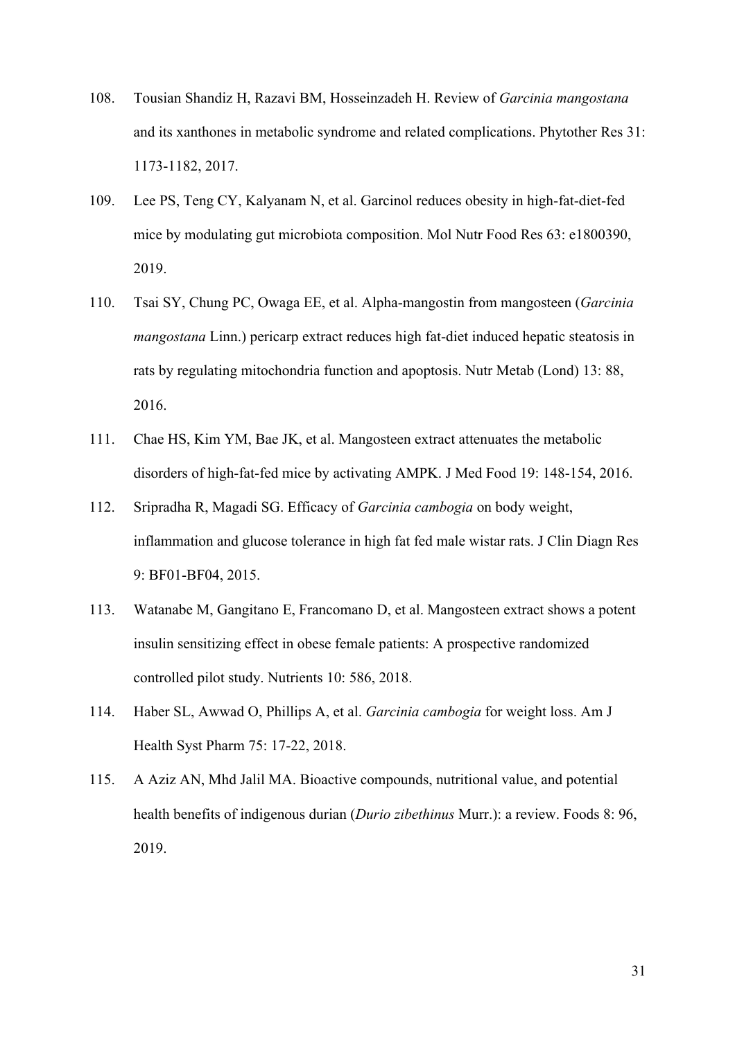108. Tousian Shandiz H, Razavi BM, Hosseinzadeh H. Review of *Garcinia mangostana* and its xanthones in metabolic syndrome and related complications. Phytother Res 31: 1173-1182, 2017.

109. Lee PS, Teng CY, Kalyanam N, et al. Garcinol reduces obesity in high-fat-diet-fed mice by modulating gut microbiota composition. Mol Nutr Food Res 63: e1800390, 2019.

110. Tsai SY, Chung PC, Owaga EE, et al. Alpha-mangostin from mangosteen (*Garcinia mangostana* Linn.) pericarp extract reduces high fat-diet induced hepatic steatosis in rats by regulating mitochondria function and apoptosis. Nutr Metab (Lond) 13: 88, 2016.

111. Chae HS, Kim YM, Bae JK, et al. Mangosteen extract attenuates the metabolic disorders of high-fat-fed mice by activating AMPK. J Med Food 19: 148-154, 2016.

112. Sripradha R, Magadi SG. Efficacy of *Garcinia cambogia* on body weight, inflammation and glucose tolerance in high fat fed male wistar rats. J Clin Diagn Res 9: BF01-BF04, 2015.

113. Watanabe M, Gangitano E, Francomano D, et al. Mangosteen extract shows a potent insulin sensitizing effect in obese female patients: A prospective randomized controlled pilot study. Nutrients 10: 586, 2018.

114. Haber SL, Awwad O, Phillips A, et al. *Garcinia cambogia* for weight loss. Am J Health Syst Pharm 75: 17-22, 2018.

115. A Aziz AN, Mhd Jalil MA. Bioactive compounds, nutritional value, and potential health benefits of indigenous durian (*Durio zibethinus* Murr.): a review. Foods 8: 96, 2019.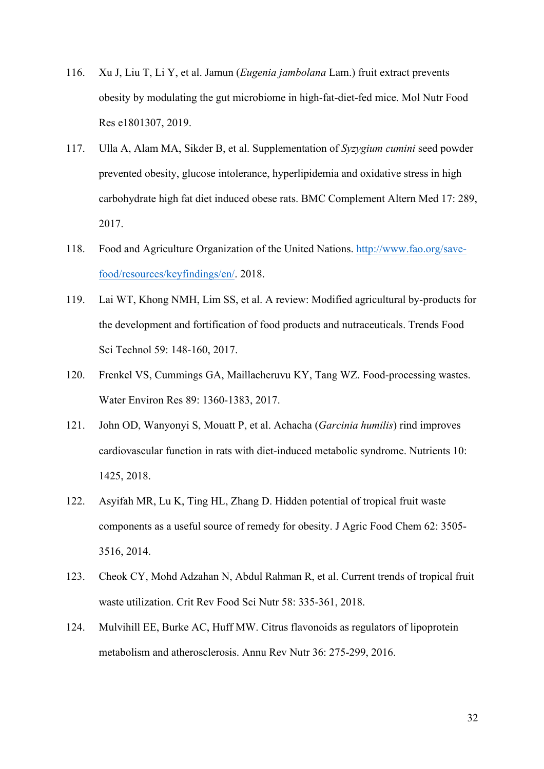116. Xu J, Liu T, Li Y, et al. Jamun (*Eugenia jambolana* Lam.) fruit extract prevents obesity by modulating the gut microbiome in high-fat-diet-fed mice. Mol Nutr Food Res e1801307, 2019.

117. Ulla A, Alam MA, Sikder B, et al. Supplementation of *Syzygium cumini* seed powder prevented obesity, glucose intolerance, hyperlipidemia and oxidative stress in high carbohydrate high fat diet induced obese rats. BMC Complement Altern Med 17: 289, 2017.

118. Food and Agriculture Organization of the United Nations. [http://www.fao.org/save-food/resources/keyfindings/en/](http://www.fao.org/save-food/resources/keyfindings/en/). 2018.

119. Lai WT, Khong NMH, Lim SS, et al. A review: Modified agricultural by-products for the development and fortification of food products and nutraceuticals. Trends Food Sci Technol 59: 148-160, 2017.

120. Frenkel VS, Cummings GA, Maillacheruvu KY, Tang WZ. Food-processing wastes. Water Environ Res 89: 1360-1383, 2017.

121. John OD, Wanyonyi S, Mouatt P, et al. Achacha (*Garcinia humilis*) rind improves cardiovascular function in rats with diet-induced metabolic syndrome. Nutrients 10: 1425, 2018.

122. Asyifah MR, Lu K, Ting HL, Zhang D. Hidden potential of tropical fruit waste components as a useful source of remedy for obesity. J Agric Food Chem 62: 3505-3516, 2014.

123. Cheok CY, Mohd Adzahan N, Abdul Rahman R, et al. Current trends of tropical fruit waste utilization. Crit Rev Food Sci Nutr 58: 335-361, 2018.

124. Mulvihill EE, Burke AC, Huff MW. Citrus flavonoids as regulators of lipoprotein metabolism and atherosclerosis. Annu Rev Nutr 36: 275-299, 2016.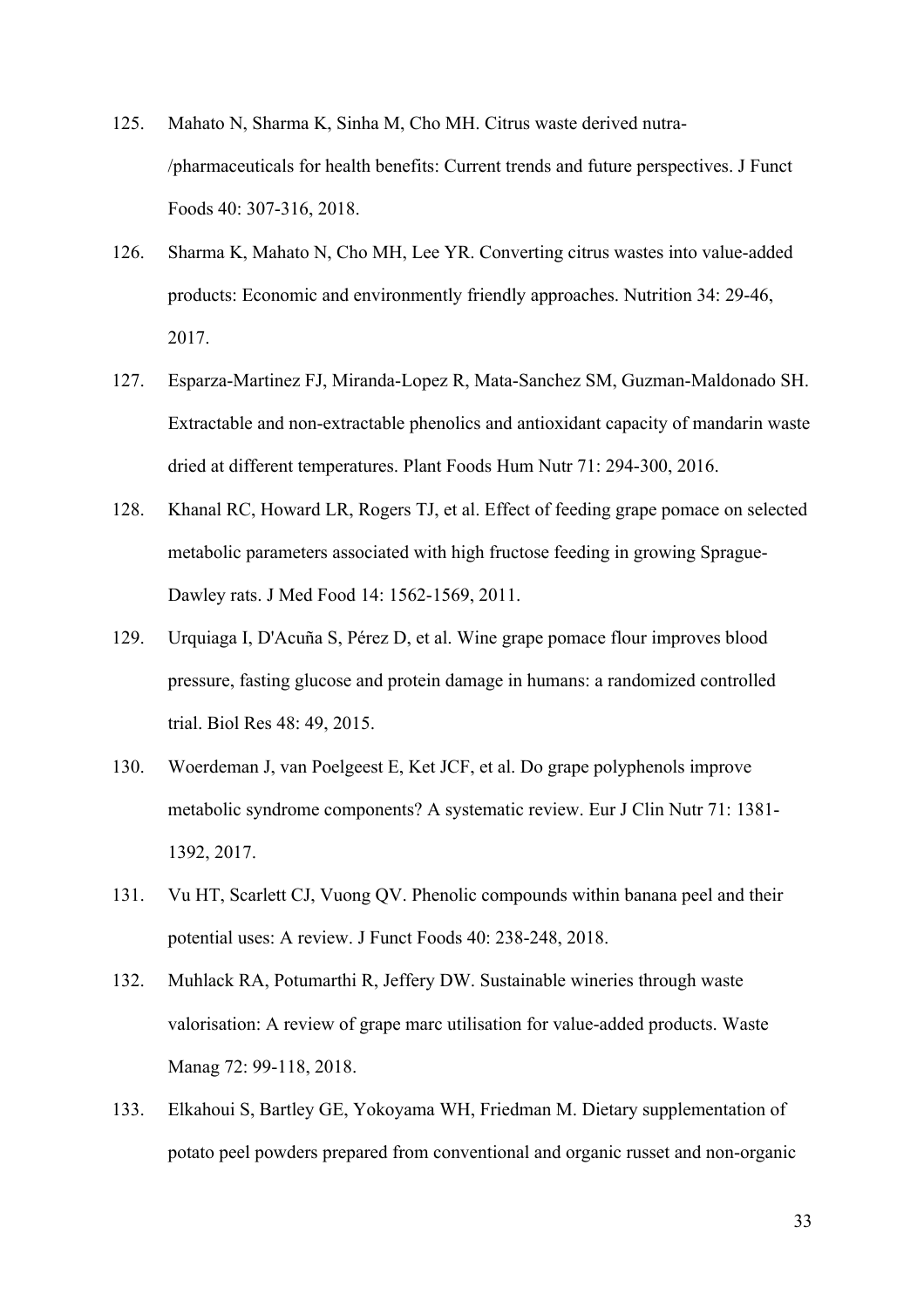125. Mahato N, Sharma K, Sinha M, Cho MH. Citrus waste derived nutra-/pharmaceuticals for health benefits: Current trends and future perspectives. J Funct Foods 40: 307-316, 2018.

126. Sharma K, Mahato N, Cho MH, Lee YR. Converting citrus wastes into value-added products: Economic and environmently friendly approaches. Nutrition 34: 29-46, 2017.

127. Esparza-Martinez FJ, Miranda-Lopez R, Mata-Sanchez SM, Guzman-Maldonado SH. Extractable and non-extractable phenolics and antioxidant capacity of mandarin waste dried at different temperatures. Plant Foods Hum Nutr 71: 294-300, 2016.

128. Khanal RC, Howard LR, Rogers TJ, et al. Effect of feeding grape pomace on selected metabolic parameters associated with high fructose feeding in growing Sprague-Dawley rats. J Med Food 14: 1562-1569, 2011.

129. Urquiaga I, D'Acuña S, Pérez D, et al. Wine grape pomace flour improves blood pressure, fasting glucose and protein damage in humans: a randomized controlled trial. Biol Res 48: 49, 2015.

130. Woerdeman J, van Poelgeest E, Ket JCF, et al. Do grape polyphenols improve metabolic syndrome components? A systematic review. Eur J Clin Nutr 71: 1381-1392, 2017.

131. Vu HT, Scarlett CJ, Vuong QV. Phenolic compounds within banana peel and their potential uses: A review. J Funct Foods 40: 238-248, 2018.

132. Muhlack RA, Potumarthi R, Jeffery DW. Sustainable wineries through waste valorisation: A review of grape marc utilisation for value-added products. Waste Manag 72: 99-118, 2018.

133. Elkahoui S, Bartley GE, Yokoyama WH, Friedman M. Dietary supplementation of potato peel powders prepared from conventional and organic russet and non-organic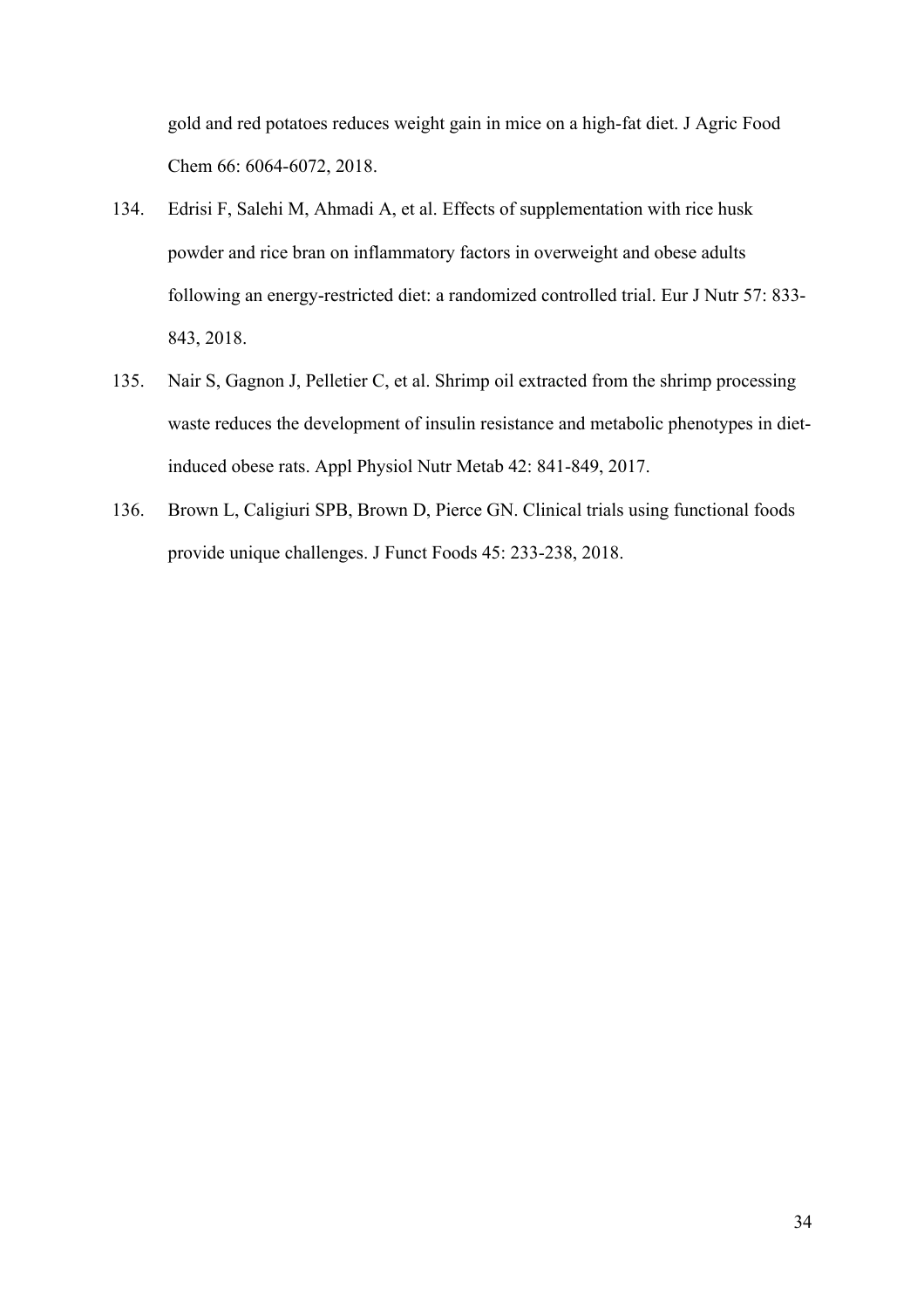gold and red potatoes reduces weight gain in mice on a high-fat diet. J Agric Food Chem 66: 6064-6072, 2018.

134. Edrisi F, Salehi M, Ahmadi A, et al. Effects of supplementation with rice husk powder and rice bran on inflammatory factors in overweight and obese adults following an energy-restricted diet: a randomized controlled trial. Eur J Nutr 57: 833-843, 2018.

135. Nair S, Gagnon J, Pelletier C, et al. Shrimp oil extracted from the shrimp processing waste reduces the development of insulin resistance and metabolic phenotypes in diet-induced obese rats. Appl Physiol Nutr Metab 42: 841-849, 2017.

136. Brown L, Caligiuri SPB, Brown D, Pierce GN. Clinical trials using functional foods provide unique challenges. J Funct Foods 45: 233-238, 2018.